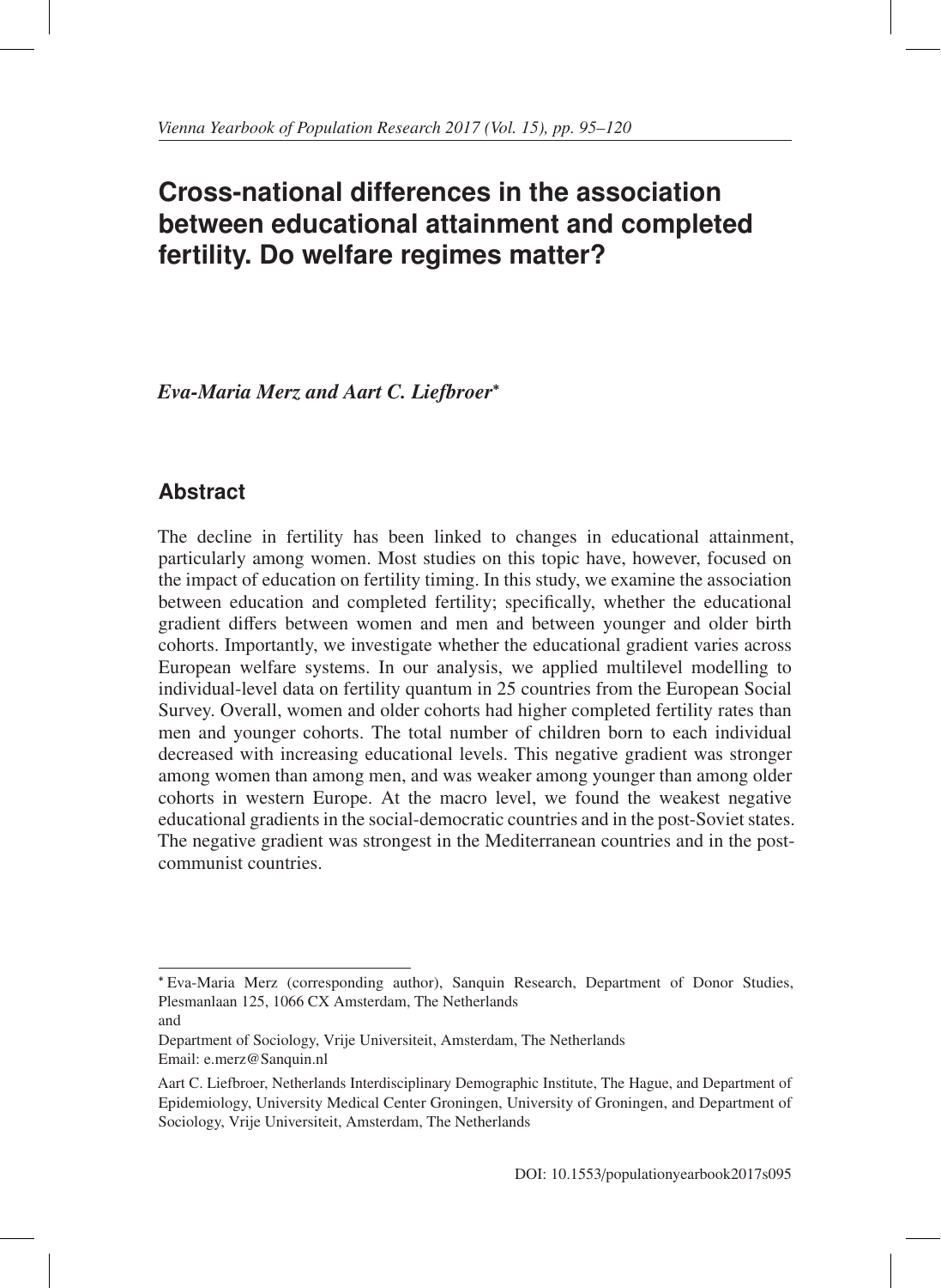# Cross-national differences in the association between educational attainment and completed fertility. Do welfare regimes matter?

***Eva-Maria Merz and Aart C. Liefbroer****

## Abstract

The decline in fertility has been linked to changes in educational attainment, particularly among women. Most studies on this topic have, however, focused on the impact of education on fertility timing. In this study, we examine the association between education and completed fertility; specifically, whether the educational gradient differs between women and men and between younger and older birth cohorts. Importantly, we investigate whether the educational gradient varies across European welfare systems. In our analysis, we applied multilevel modelling to individual-level data on fertility quantum in 25 countries from the European Social Survey. Overall, women and older cohorts had higher completed fertility rates than men and younger cohorts. The total number of children born to each individual decreased with increasing educational levels. This negative gradient was stronger among women than among men, and was weaker among younger than among older cohorts in western Europe. At the macro level, we found the weakest negative educational gradients in the social-democratic countries and in the post-Soviet states. The negative gradient was strongest in the Mediterranean countries and in the post-communist countries.

---

* Eva-Maria Merz (corresponding author), Sanquin Research, Department of Donor Studies, Plesmanlaan 125, 1066 CX Amsterdam, The Netherlands
and
Department of Sociology, Vrije Universiteit, Amsterdam, The Netherlands
Email: e.merz@Sanquin.nl

Aart C. Liefbroer, Netherlands Interdisciplinary Demographic Institute, The Hague, and Department of Epidemiology, University Medical Center Groningen, University of Groningen, and Department of Sociology, Vrije Universiteit, Amsterdam, The Netherlands

DOI: 10.1553/populationyearbook2017s095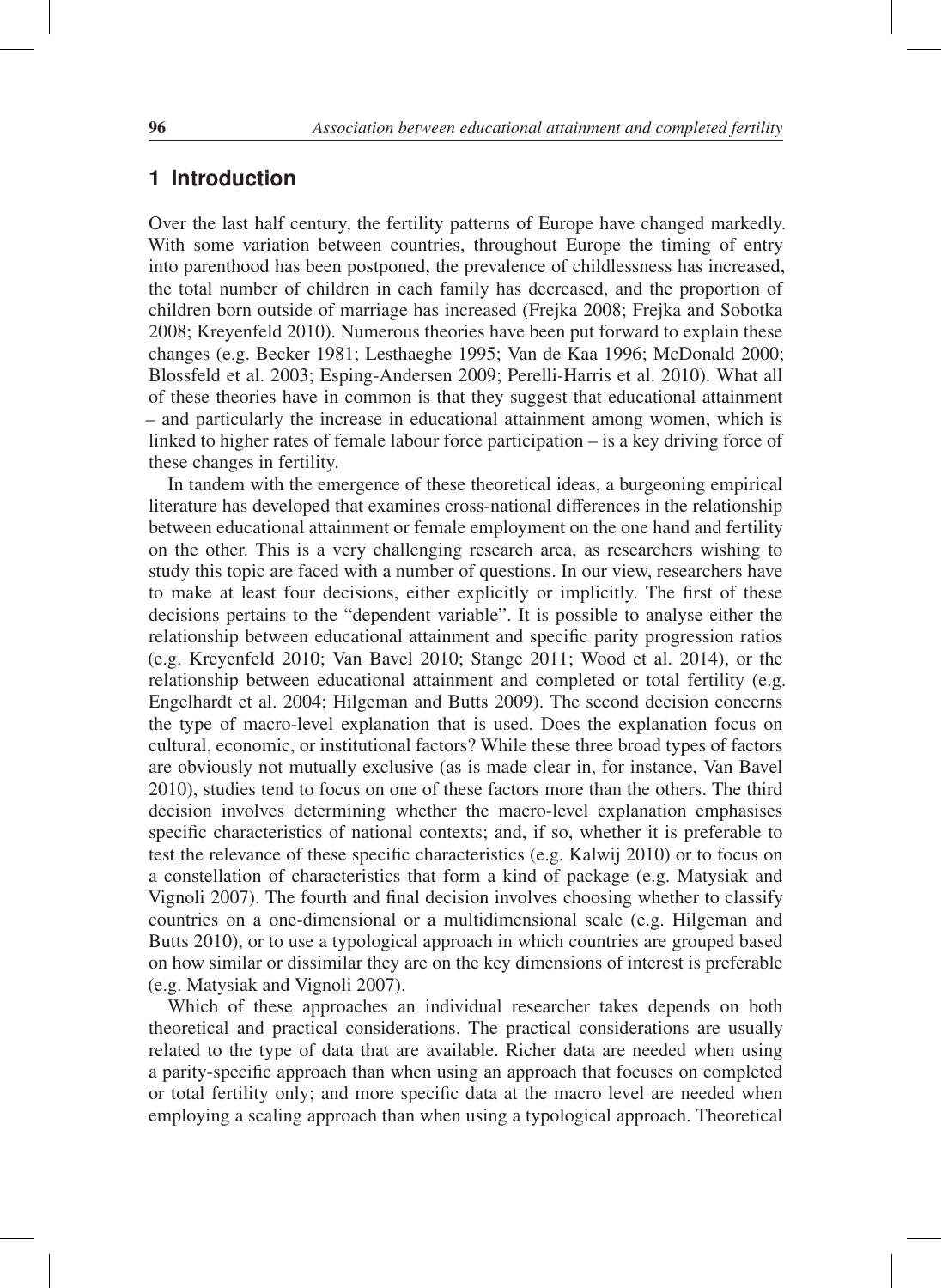## 1 Introduction

Over the last half century, the fertility patterns of Europe have changed markedly. With some variation between countries, throughout Europe the timing of entry into parenthood has been postponed, the prevalence of childlessness has increased, the total number of children in each family has decreased, and the proportion of children born outside of marriage has increased (Frejka 2008; Frejka and Sobotka 2008; Kreyenfeld 2010). Numerous theories have been put forward to explain these changes (e.g. Becker 1981; Lesthaeghe 1995; Van de Kaa 1996; McDonald 2000; Blossfeld et al. 2003; Esping-Andersen 2009; Perelli-Harris et al. 2010). What all of these theories have in common is that they suggest that educational attainment – and particularly the increase in educational attainment among women, which is linked to higher rates of female labour force participation – is a key driving force of these changes in fertility.

In tandem with the emergence of these theoretical ideas, a burgeoning empirical literature has developed that examines cross-national differences in the relationship between educational attainment or female employment on the one hand and fertility on the other. This is a very challenging research area, as researchers wishing to study this topic are faced with a number of questions. In our view, researchers have to make at least four decisions, either explicitly or implicitly. The first of these decisions pertains to the "dependent variable". It is possible to analyse either the relationship between educational attainment and specific parity progression ratios (e.g. Kreyenfeld 2010; Van Bavel 2010; Stange 2011; Wood et al. 2014), or the relationship between educational attainment and completed or total fertility (e.g. Engelhardt et al. 2004; Hilgeman and Butts 2009). The second decision concerns the type of macro-level explanation that is used. Does the explanation focus on cultural, economic, or institutional factors? While these three broad types of factors are obviously not mutually exclusive (as is made clear in, for instance, Van Bavel 2010), studies tend to focus on one of these factors more than the others. The third decision involves determining whether the macro-level explanation emphasises specific characteristics of national contexts; and, if so, whether it is preferable to test the relevance of these specific characteristics (e.g. Kalwij 2010) or to focus on a constellation of characteristics that form a kind of package (e.g. Matysiak and Vignoli 2007). The fourth and final decision involves choosing whether to classify countries on a one-dimensional or a multidimensional scale (e.g. Hilgeman and Butts 2010), or to use a typological approach in which countries are grouped based on how similar or dissimilar they are on the key dimensions of interest is preferable (e.g. Matysiak and Vignoli 2007).

Which of these approaches an individual researcher takes depends on both theoretical and practical considerations. The practical considerations are usually related to the type of data that are available. Richer data are needed when using a parity-specific approach than when using an approach that focuses on completed or total fertility only; and more specific data at the macro level are needed when employing a scaling approach than when using a typological approach. Theoretical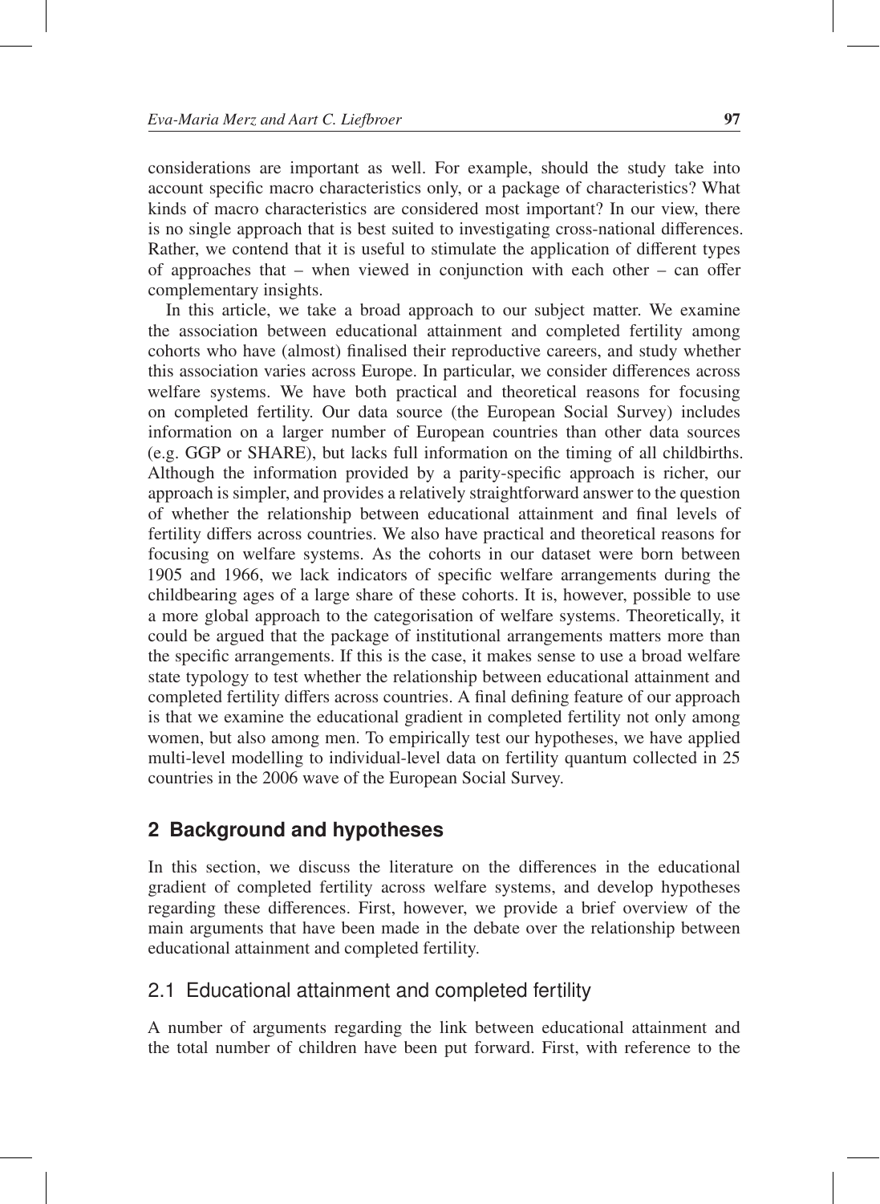considerations are important as well. For example, should the study take into account specific macro characteristics only, or a package of characteristics? What kinds of macro characteristics are considered most important? In our view, there is no single approach that is best suited to investigating cross-national differences. Rather, we contend that it is useful to stimulate the application of different types of approaches that – when viewed in conjunction with each other – can offer complementary insights.

In this article, we take a broad approach to our subject matter. We examine the association between educational attainment and completed fertility among cohorts who have (almost) finalised their reproductive careers, and study whether this association varies across Europe. In particular, we consider differences across welfare systems. We have both practical and theoretical reasons for focusing on completed fertility. Our data source (the European Social Survey) includes information on a larger number of European countries than other data sources (e.g. GGP or SHARE), but lacks full information on the timing of all childbirths. Although the information provided by a parity-specific approach is richer, our approach is simpler, and provides a relatively straightforward answer to the question of whether the relationship between educational attainment and final levels of fertility differs across countries. We also have practical and theoretical reasons for focusing on welfare systems. As the cohorts in our dataset were born between 1905 and 1966, we lack indicators of specific welfare arrangements during the childbearing ages of a large share of these cohorts. It is, however, possible to use a more global approach to the categorisation of welfare systems. Theoretically, it could be argued that the package of institutional arrangements matters more than the specific arrangements. If this is the case, it makes sense to use a broad welfare state typology to test whether the relationship between educational attainment and completed fertility differs across countries. A final defining feature of our approach is that we examine the educational gradient in completed fertility not only among women, but also among men. To empirically test our hypotheses, we have applied multi-level modelling to individual-level data on fertility quantum collected in 25 countries in the 2006 wave of the European Social Survey.

## 2 Background and hypotheses

In this section, we discuss the literature on the differences in the educational gradient of completed fertility across welfare systems, and develop hypotheses regarding these differences. First, however, we provide a brief overview of the main arguments that have been made in the debate over the relationship between educational attainment and completed fertility.

### 2.1 Educational attainment and completed fertility

A number of arguments regarding the link between educational attainment and the total number of children have been put forward. First, with reference to the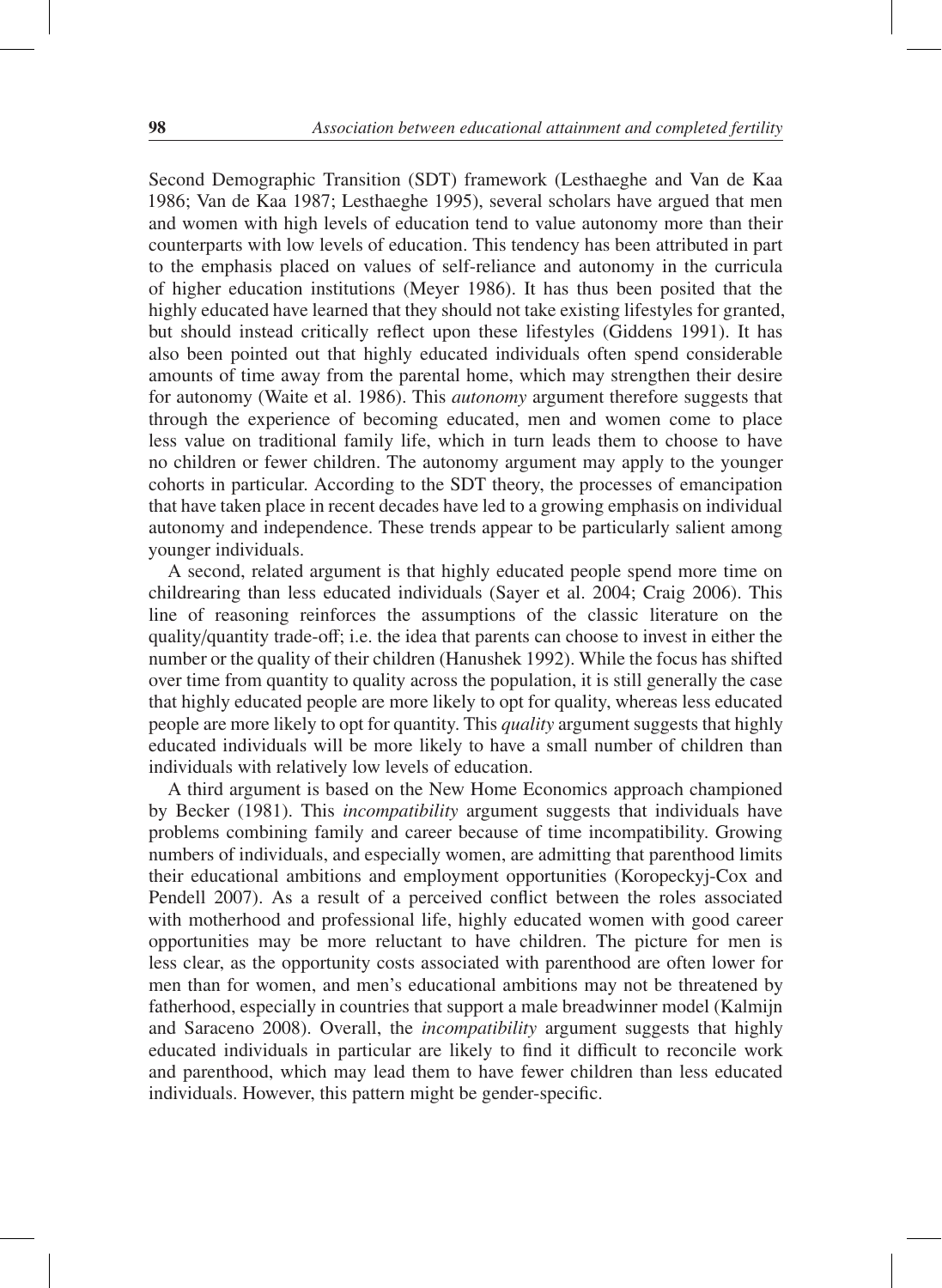Second Demographic Transition (SDT) framework (Lesthaeghe and Van de Kaa 1986; Van de Kaa 1987; Lesthaeghe 1995), several scholars have argued that men and women with high levels of education tend to value autonomy more than their counterparts with low levels of education. This tendency has been attributed in part to the emphasis placed on values of self-reliance and autonomy in the curricula of higher education institutions (Meyer 1986). It has thus been posited that the highly educated have learned that they should not take existing lifestyles for granted, but should instead critically reflect upon these lifestyles (Giddens 1991). It has also been pointed out that highly educated individuals often spend considerable amounts of time away from the parental home, which may strengthen their desire for autonomy (Waite et al. 1986). This *autonomy* argument therefore suggests that through the experience of becoming educated, men and women come to place less value on traditional family life, which in turn leads them to choose to have no children or fewer children. The autonomy argument may apply to the younger cohorts in particular. According to the SDT theory, the processes of emancipation that have taken place in recent decades have led to a growing emphasis on individual autonomy and independence. These trends appear to be particularly salient among younger individuals.

A second, related argument is that highly educated people spend more time on childrearing than less educated individuals (Sayer et al. 2004; Craig 2006). This line of reasoning reinforces the assumptions of the classic literature on the quality/quantity trade-off; i.e. the idea that parents can choose to invest in either the number or the quality of their children (Hanushek 1992). While the focus has shifted over time from quantity to quality across the population, it is still generally the case that highly educated people are more likely to opt for quality, whereas less educated people are more likely to opt for quantity. This *quality* argument suggests that highly educated individuals will be more likely to have a small number of children than individuals with relatively low levels of education.

A third argument is based on the New Home Economics approach championed by Becker (1981). This *incompatibility* argument suggests that individuals have problems combining family and career because of time incompatibility. Growing numbers of individuals, and especially women, are admitting that parenthood limits their educational ambitions and employment opportunities (Koropeckyj-Cox and Pendell 2007). As a result of a perceived conflict between the roles associated with motherhood and professional life, highly educated women with good career opportunities may be more reluctant to have children. The picture for men is less clear, as the opportunity costs associated with parenthood are often lower for men than for women, and men's educational ambitions may not be threatened by fatherhood, especially in countries that support a male breadwinner model (Kalmijn and Saraceno 2008). Overall, the *incompatibility* argument suggests that highly educated individuals in particular are likely to find it difficult to reconcile work and parenthood, which may lead them to have fewer children than less educated individuals. However, this pattern might be gender-specific.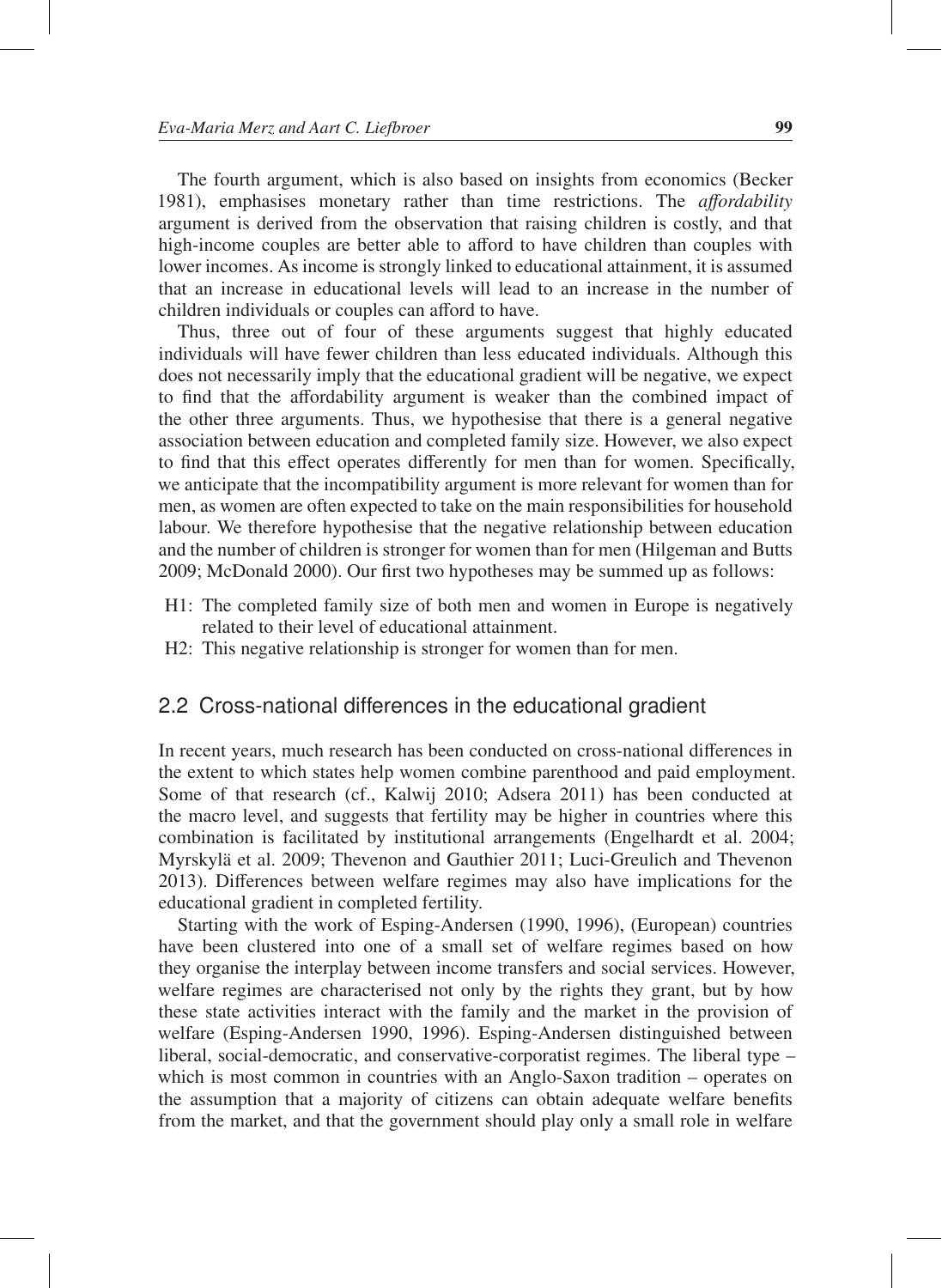The fourth argument, which is also based on insights from economics (Becker 1981), emphasises monetary rather than time restrictions. The *affordability* argument is derived from the observation that raising children is costly, and that high-income couples are better able to afford to have children than couples with lower incomes. As income is strongly linked to educational attainment, it is assumed that an increase in educational levels will lead to an increase in the number of children individuals or couples can afford to have.

Thus, three out of four of these arguments suggest that highly educated individuals will have fewer children than less educated individuals. Although this does not necessarily imply that the educational gradient will be negative, we expect to find that the affordability argument is weaker than the combined impact of the other three arguments. Thus, we hypothesise that there is a general negative association between education and completed family size. However, we also expect to find that this effect operates differently for men than for women. Specifically, we anticipate that the incompatibility argument is more relevant for women than for men, as women are often expected to take on the main responsibilities for household labour. We therefore hypothesise that the negative relationship between education and the number of children is stronger for women than for men (Hilgeman and Butts 2009; McDonald 2000). Our first two hypotheses may be summed up as follows:

- H1: The completed family size of both men and women in Europe is negatively related to their level of educational attainment.
- H2: This negative relationship is stronger for women than for men.

## 2.2 Cross-national differences in the educational gradient

In recent years, much research has been conducted on cross-national differences in the extent to which states help women combine parenthood and paid employment. Some of that research (cf., Kalwij 2010; Adsera 2011) has been conducted at the macro level, and suggests that fertility may be higher in countries where this combination is facilitated by institutional arrangements (Engelhardt et al. 2004; Myrskylä et al. 2009; Thevenon and Gauthier 2011; Luci-Greulich and Thevenon 2013). Differences between welfare regimes may also have implications for the educational gradient in completed fertility.

Starting with the work of Esping-Andersen (1990, 1996), (European) countries have been clustered into one of a small set of welfare regimes based on how they organise the interplay between income transfers and social services. However, welfare regimes are characterised not only by the rights they grant, but by how these state activities interact with the family and the market in the provision of welfare (Esping-Andersen 1990, 1996). Esping-Andersen distinguished between liberal, social-democratic, and conservative-corporatist regimes. The liberal type – which is most common in countries with an Anglo-Saxon tradition – operates on the assumption that a majority of citizens can obtain adequate welfare benefits from the market, and that the government should play only a small role in welfare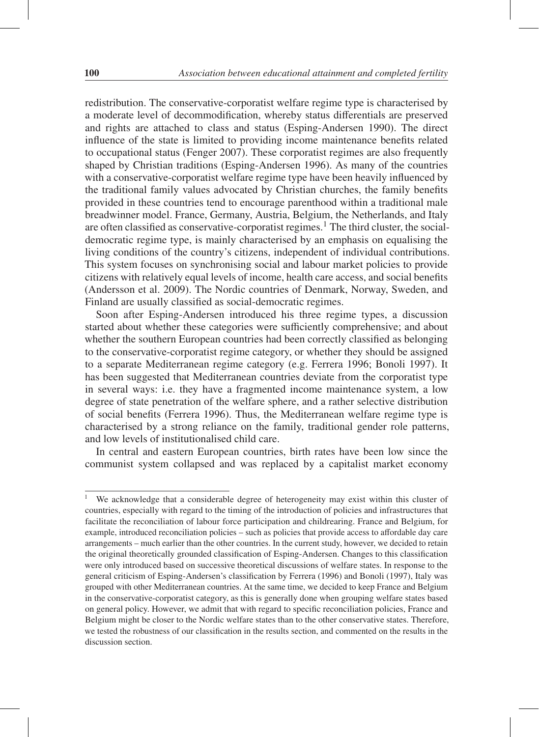redistribution. The conservative-corporatist welfare regime type is characterised by a moderate level of decommodification, whereby status differentials are preserved and rights are attached to class and status (Esping-Andersen 1990). The direct influence of the state is limited to providing income maintenance benefits related to occupational status (Fenger 2007). These corporatist regimes are also frequently shaped by Christian traditions (Esping-Andersen 1996). As many of the countries with a conservative-corporatist welfare regime type have been heavily influenced by the traditional family values advocated by Christian churches, the family benefits provided in these countries tend to encourage parenthood within a traditional male breadwinner model. France, Germany, Austria, Belgium, the Netherlands, and Italy are often classified as conservative-corporatist regimes.[1] The third cluster, the social-democratic regime type, is mainly characterised by an emphasis on equalising the living conditions of the country's citizens, independent of individual contributions. This system focuses on synchronising social and labour market policies to provide citizens with relatively equal levels of income, health care access, and social benefits (Andersson et al. 2009). The Nordic countries of Denmark, Norway, Sweden, and Finland are usually classified as social-democratic regimes.

Soon after Esping-Andersen introduced his three regime types, a discussion started about whether these categories were sufficiently comprehensive; and about whether the southern European countries had been correctly classified as belonging to the conservative-corporatist regime category, or whether they should be assigned to a separate Mediterranean regime category (e.g. Ferrera 1996; Bonoli 1997). It has been suggested that Mediterranean countries deviate from the corporatist type in several ways: i.e. they have a fragmented income maintenance system, a low degree of state penetration of the welfare sphere, and a rather selective distribution of social benefits (Ferrera 1996). Thus, the Mediterranean welfare regime type is characterised by a strong reliance on the family, traditional gender role patterns, and low levels of institutionalised child care.

In central and eastern European countries, birth rates have been low since the communist system collapsed and was replaced by a capitalist market economy

[1] We acknowledge that a considerable degree of heterogeneity may exist within this cluster of countries, especially with regard to the timing of the introduction of policies and infrastructures that facilitate the reconciliation of labour force participation and childrearing. France and Belgium, for example, introduced reconciliation policies – such as policies that provide access to affordable day care arrangements – much earlier than the other countries. In the current study, however, we decided to retain the original theoretically grounded classification of Esping-Andersen. Changes to this classification were only introduced based on successive theoretical discussions of welfare states. In response to the general criticism of Esping-Andersen's classification by Ferrera (1996) and Bonoli (1997), Italy was grouped with other Mediterranean countries. At the same time, we decided to keep France and Belgium in the conservative-corporatist category, as this is generally done when grouping welfare states based on general policy. However, we admit that with regard to specific reconciliation policies, France and Belgium might be closer to the Nordic welfare states than to the other conservative states. Therefore, we tested the robustness of our classification in the results section, and commented on the results in the discussion section.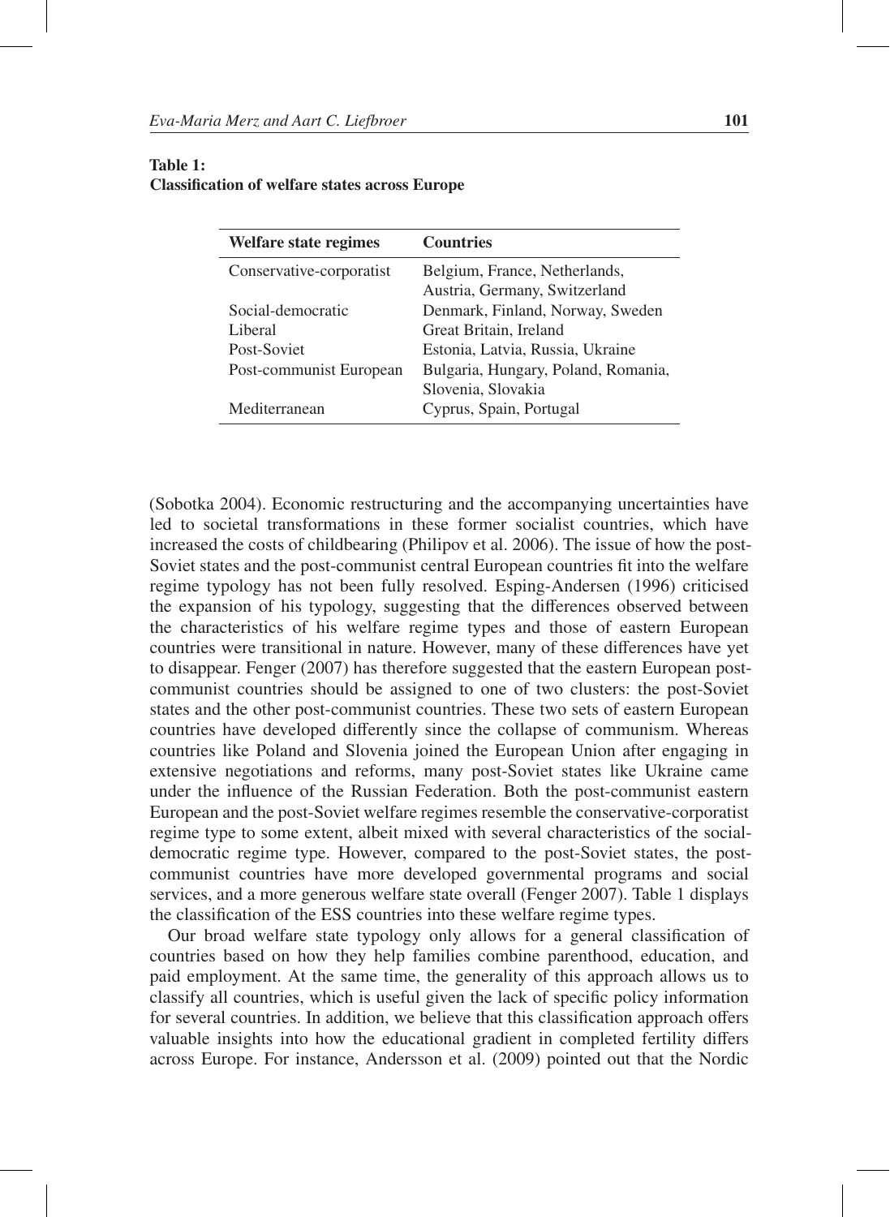**Table 1:**
**Classification of welfare states across Europe**

| Welfare state regimes | Countries |
|---|---|
| Conservative-corporatist | Belgium, France, Netherlands, Austria, Germany, Switzerland |
| Social-democratic | Denmark, Finland, Norway, Sweden |
| Liberal | Great Britain, Ireland |
| Post-Soviet | Estonia, Latvia, Russia, Ukraine |
| Post-communist European | Bulgaria, Hungary, Poland, Romania, Slovenia, Slovakia |
| Mediterranean | Cyprus, Spain, Portugal |

(Sobotka 2004). Economic restructuring and the accompanying uncertainties have led to societal transformations in these former socialist countries, which have increased the costs of childbearing (Philipov et al. 2006). The issue of how the post-Soviet states and the post-communist central European countries fit into the welfare regime typology has not been fully resolved. Esping-Andersen (1996) criticised the expansion of his typology, suggesting that the differences observed between the characteristics of his welfare regime types and those of eastern European countries were transitional in nature. However, many of these differences have yet to disappear. Fenger (2007) has therefore suggested that the eastern European post-communist countries should be assigned to one of two clusters: the post-Soviet states and the other post-communist countries. These two sets of eastern European countries have developed differently since the collapse of communism. Whereas countries like Poland and Slovenia joined the European Union after engaging in extensive negotiations and reforms, many post-Soviet states like Ukraine came under the influence of the Russian Federation. Both the post-communist eastern European and the post-Soviet welfare regimes resemble the conservative-corporatist regime type to some extent, albeit mixed with several characteristics of the social-democratic regime type. However, compared to the post-Soviet states, the post-communist countries have more developed governmental programs and social services, and a more generous welfare state overall (Fenger 2007). Table 1 displays the classification of the ESS countries into these welfare regime types.

Our broad welfare state typology only allows for a general classification of countries based on how they help families combine parenthood, education, and paid employment. At the same time, the generality of this approach allows us to classify all countries, which is useful given the lack of specific policy information for several countries. In addition, we believe that this classification approach offers valuable insights into how the educational gradient in completed fertility differs across Europe. For instance, Andersson et al. (2009) pointed out that the Nordic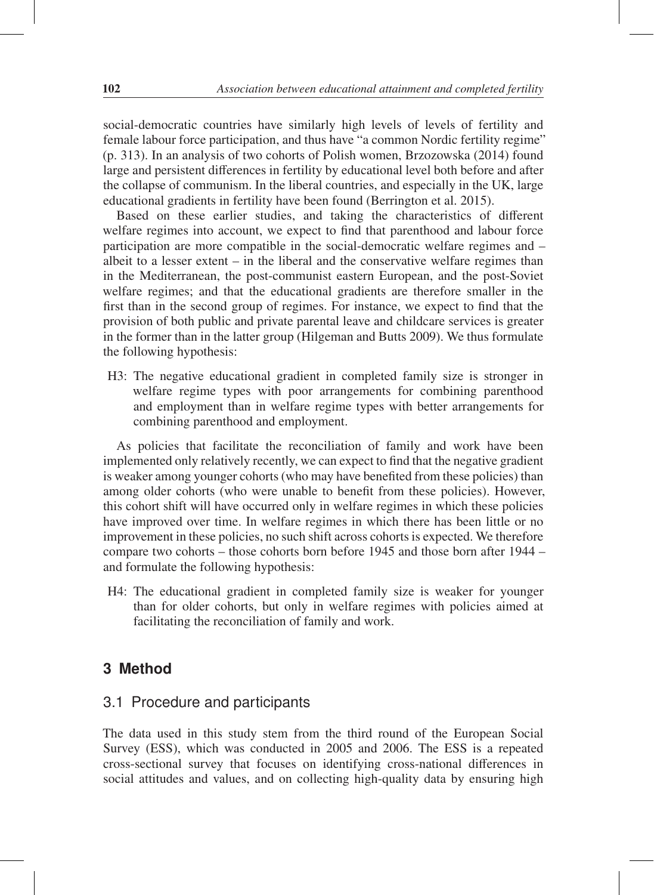social-democratic countries have similarly high levels of levels of fertility and female labour force participation, and thus have "a common Nordic fertility regime" (p. 313). In an analysis of two cohorts of Polish women, Brzozowska (2014) found large and persistent differences in fertility by educational level both before and after the collapse of communism. In the liberal countries, and especially in the UK, large educational gradients in fertility have been found (Berrington et al. 2015).

Based on these earlier studies, and taking the characteristics of different welfare regimes into account, we expect to find that parenthood and labour force participation are more compatible in the social-democratic welfare regimes and – albeit to a lesser extent – in the liberal and the conservative welfare regimes than in the Mediterranean, the post-communist eastern European, and the post-Soviet welfare regimes; and that the educational gradients are therefore smaller in the first than in the second group of regimes. For instance, we expect to find that the provision of both public and private parental leave and childcare services is greater in the former than in the latter group (Hilgeman and Butts 2009). We thus formulate the following hypothesis:

H3: The negative educational gradient in completed family size is stronger in welfare regime types with poor arrangements for combining parenthood and employment than in welfare regime types with better arrangements for combining parenthood and employment.

As policies that facilitate the reconciliation of family and work have been implemented only relatively recently, we can expect to find that the negative gradient is weaker among younger cohorts (who may have benefited from these policies) than among older cohorts (who were unable to benefit from these policies). However, this cohort shift will have occurred only in welfare regimes in which these policies have improved over time. In welfare regimes in which there has been little or no improvement in these policies, no such shift across cohorts is expected. We therefore compare two cohorts – those cohorts born before 1945 and those born after 1944 – and formulate the following hypothesis:

H4: The educational gradient in completed family size is weaker for younger than for older cohorts, but only in welfare regimes with policies aimed at facilitating the reconciliation of family and work.

## 3 Method

### 3.1 Procedure and participants

The data used in this study stem from the third round of the European Social Survey (ESS), which was conducted in 2005 and 2006. The ESS is a repeated cross-sectional survey that focuses on identifying cross-national differences in social attitudes and values, and on collecting high-quality data by ensuring high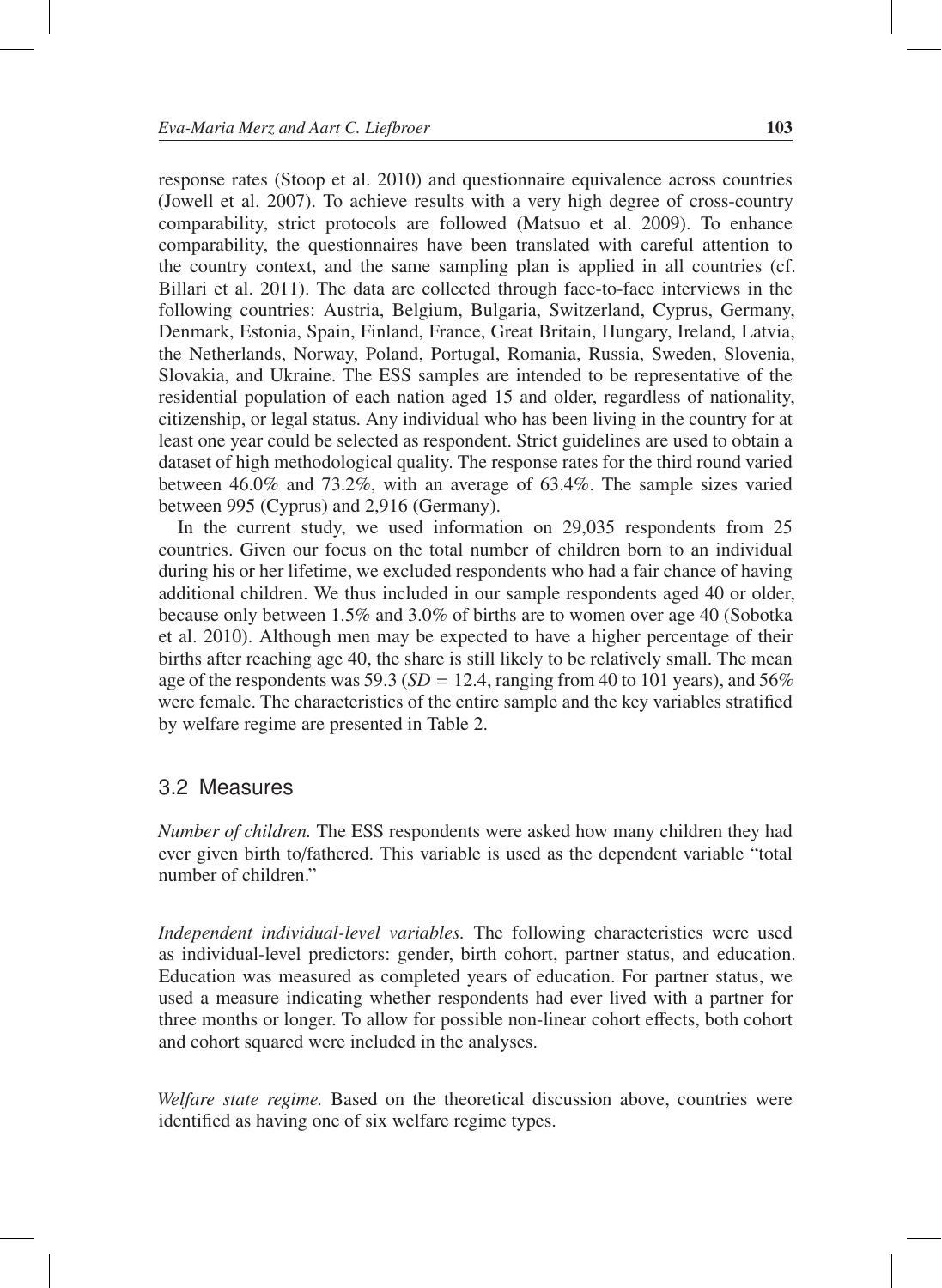response rates (Stoop et al. 2010) and questionnaire equivalence across countries (Jowell et al. 2007). To achieve results with a very high degree of cross-country comparability, strict protocols are followed (Matsuo et al. 2009). To enhance comparability, the questionnaires have been translated with careful attention to the country context, and the same sampling plan is applied in all countries (cf. Billari et al. 2011). The data are collected through face-to-face interviews in the following countries: Austria, Belgium, Bulgaria, Switzerland, Cyprus, Germany, Denmark, Estonia, Spain, Finland, France, Great Britain, Hungary, Ireland, Latvia, the Netherlands, Norway, Poland, Portugal, Romania, Russia, Sweden, Slovenia, Slovakia, and Ukraine. The ESS samples are intended to be representative of the residential population of each nation aged 15 and older, regardless of nationality, citizenship, or legal status. Any individual who has been living in the country for at least one year could be selected as respondent. Strict guidelines are used to obtain a dataset of high methodological quality. The response rates for the third round varied between 46.0% and 73.2%, with an average of 63.4%. The sample sizes varied between 995 (Cyprus) and 2,916 (Germany).

In the current study, we used information on 29,035 respondents from 25 countries. Given our focus on the total number of children born to an individual during his or her lifetime, we excluded respondents who had a fair chance of having additional children. We thus included in our sample respondents aged 40 or older, because only between 1.5% and 3.0% of births are to women over age 40 (Sobotka et al. 2010). Although men may be expected to have a higher percentage of their births after reaching age 40, the share is still likely to be relatively small. The mean age of the respondents was 59.3 ($SD$ = 12.4, ranging from 40 to 101 years), and 56% were female. The characteristics of the entire sample and the key variables stratified by welfare regime are presented in Table 2.

## 3.2 Measures

*Number of children.* The ESS respondents were asked how many children they had ever given birth to/fathered. This variable is used as the dependent variable "total number of children."

*Independent individual-level variables.* The following characteristics were used as individual-level predictors: gender, birth cohort, partner status, and education. Education was measured as completed years of education. For partner status, we used a measure indicating whether respondents had ever lived with a partner for three months or longer. To allow for possible non-linear cohort effects, both cohort and cohort squared were included in the analyses.

*Welfare state regime.* Based on the theoretical discussion above, countries were identified as having one of six welfare regime types.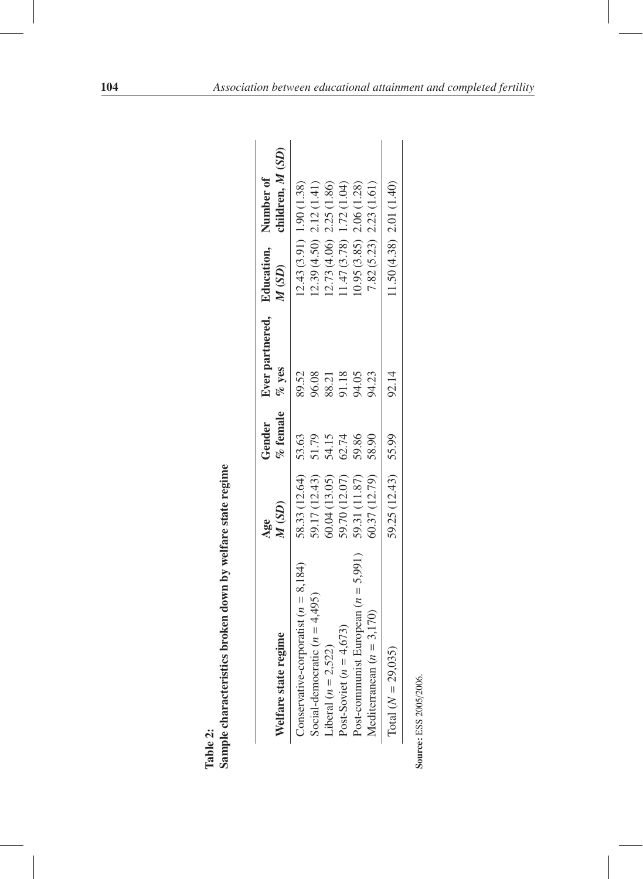**Table 2:**
**Sample characteristics broken down by welfare state regime**

| Welfare state regime | Age *M* (*SD*) | Gender % female | Ever partnered, % yes | Education, *M* (*SD*) | Number of children, *M* (*SD*) |
|---|---|---|---|---|---|
| Conservative-corporatist (*n* = 8,184) | 58.33 (12.64) | 53.63 | 89.52 | 12.43 (3.91) | 1.90 (1.38) |
| Social-democratic (*n* = 4,495) | 59.17 (12.43) | 51.79 | 96.08 | 12.39 (4.50) | 2.12 (1.41) |
| Liberal (*n* = 2,522) | 60.04 (13.05) | 54.15 | 88.21 | 12.73 (4.06) | 2.25 (1.86) |
| Post-Soviet (*n* = 4,673) | 59.70 (12.07) | 62.74 | 91.18 | 11.47 (3.78) | 1.72 (1.04) |
| Post-communist European (*n* = 5,991) | 59.31 (11.87) | 59.86 | 94.05 | 10.95 (3.85) | 2.06 (1.28) |
| Mediterranean (*n* = 3,170) | 60.37 (12.79) | 58.90 | 94.23 | 7.82 (5.23) | 2.23 (1.61) |
| Total (*N* = 29,035) | 59.25 (12.43) | 55.99 | 92.14 | 11.50 (4.38) | 2.01 (1.40) |

**Source:** ESS 2005/2006.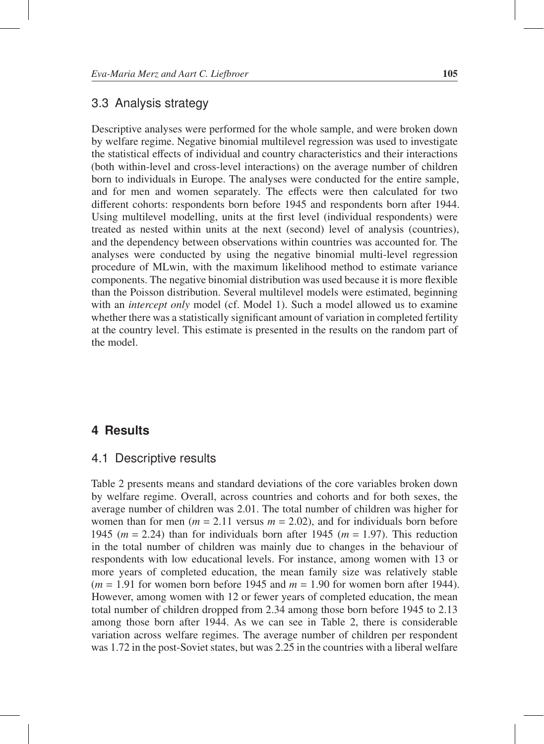## 3.3 Analysis strategy

Descriptive analyses were performed for the whole sample, and were broken down by welfare regime. Negative binomial multilevel regression was used to investigate the statistical effects of individual and country characteristics and their interactions (both within-level and cross-level interactions) on the average number of children born to individuals in Europe. The analyses were conducted for the entire sample, and for men and women separately. The effects were then calculated for two different cohorts: respondents born before 1945 and respondents born after 1944. Using multilevel modelling, units at the first level (individual respondents) were treated as nested within units at the next (second) level of analysis (countries), and the dependency between observations within countries was accounted for. The analyses were conducted by using the negative binomial multi-level regression procedure of MLwin, with the maximum likelihood method to estimate variance components. The negative binomial distribution was used because it is more flexible than the Poisson distribution. Several multilevel models were estimated, beginning with an *intercept only* model (cf. Model 1). Such a model allowed us to examine whether there was a statistically significant amount of variation in completed fertility at the country level. This estimate is presented in the results on the random part of the model.

# 4 Results

## 4.1 Descriptive results

Table 2 presents means and standard deviations of the core variables broken down by welfare regime. Overall, across countries and cohorts and for both sexes, the average number of children was 2.01. The total number of children was higher for women than for men ($m = 2.11$ versus $m = 2.02$), and for individuals born before 1945 ($m = 2.24$) than for individuals born after 1945 ($m = 1.97$). This reduction in the total number of children was mainly due to changes in the behaviour of respondents with low educational levels. For instance, among women with 13 or more years of completed education, the mean family size was relatively stable ($m = 1.91$ for women born before 1945 and $m = 1.90$ for women born after 1944). However, among women with 12 or fewer years of completed education, the mean total number of children dropped from 2.34 among those born before 1945 to 2.13 among those born after 1944. As we can see in Table 2, there is considerable variation across welfare regimes. The average number of children per respondent was 1.72 in the post-Soviet states, but was 2.25 in the countries with a liberal welfare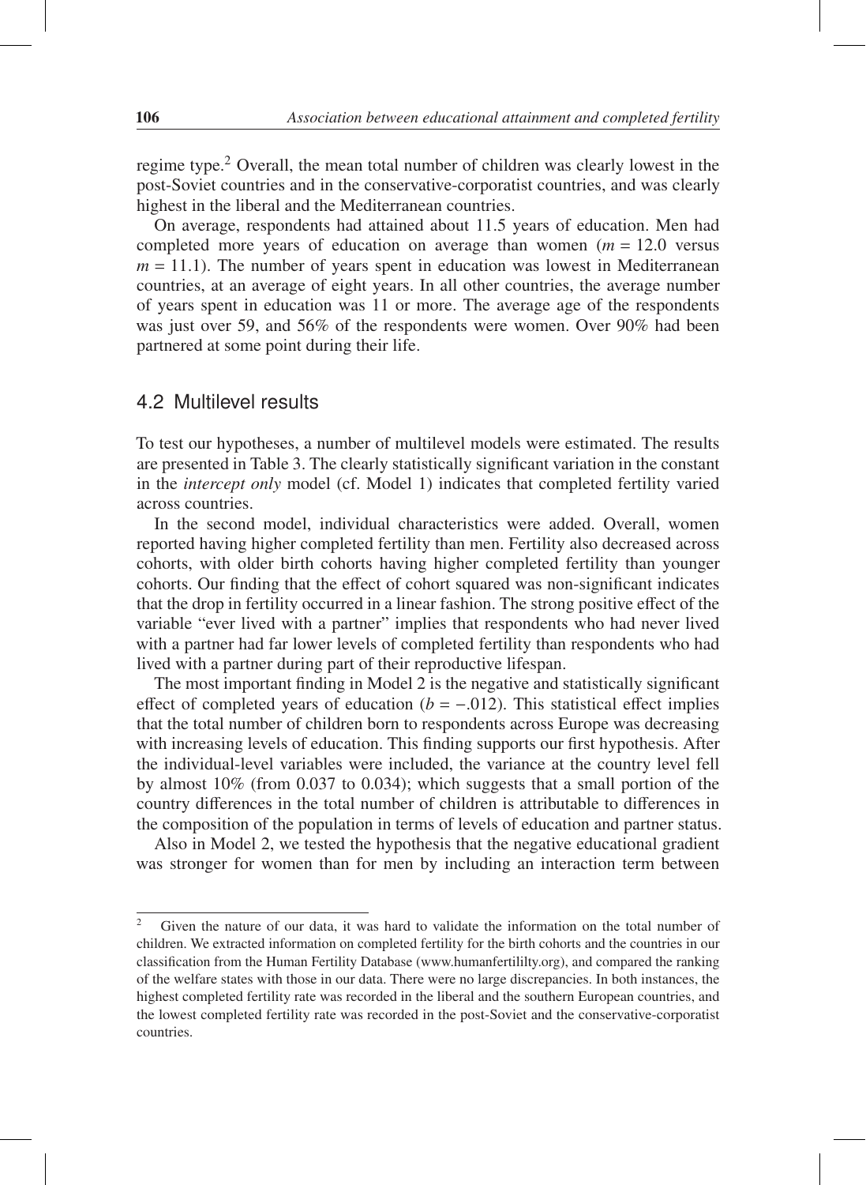regime type.[2] Overall, the mean total number of children was clearly lowest in the post-Soviet countries and in the conservative-corporatist countries, and was clearly highest in the liberal and the Mediterranean countries.

On average, respondents had attained about 11.5 years of education. Men had completed more years of education on average than women ($m = 12.0$ versus $m = 11.1$). The number of years spent in education was lowest in Mediterranean countries, at an average of eight years. In all other countries, the average number of years spent in education was 11 or more. The average age of the respondents was just over 59, and 56% of the respondents were women. Over 90% had been partnered at some point during their life.

## 4.2 Multilevel results

To test our hypotheses, a number of multilevel models were estimated. The results are presented in Table 3. The clearly statistically significant variation in the constant in the *intercept only* model (cf. Model 1) indicates that completed fertility varied across countries.

In the second model, individual characteristics were added. Overall, women reported having higher completed fertility than men. Fertility also decreased across cohorts, with older birth cohorts having higher completed fertility than younger cohorts. Our finding that the effect of cohort squared was non-significant indicates that the drop in fertility occurred in a linear fashion. The strong positive effect of the variable "ever lived with a partner" implies that respondents who had never lived with a partner had far lower levels of completed fertility than respondents who had lived with a partner during part of their reproductive lifespan.

The most important finding in Model 2 is the negative and statistically significant effect of completed years of education ($b = -.012$). This statistical effect implies that the total number of children born to respondents across Europe was decreasing with increasing levels of education. This finding supports our first hypothesis. After the individual-level variables were included, the variance at the country level fell by almost 10% (from 0.037 to 0.034); which suggests that a small portion of the country differences in the total number of children is attributable to differences in the composition of the population in terms of levels of education and partner status.

Also in Model 2, we tested the hypothesis that the negative educational gradient was stronger for women than for men by including an interaction term between

[2] Given the nature of our data, it was hard to validate the information on the total number of children. We extracted information on completed fertility for the birth cohorts and the countries in our classification from the Human Fertility Database (www.humanfertililty.org), and compared the ranking of the welfare states with those in our data. There were no large discrepancies. In both instances, the highest completed fertility rate was recorded in the liberal and the southern European countries, and the lowest completed fertility rate was recorded in the post-Soviet and the conservative-corporatist countries.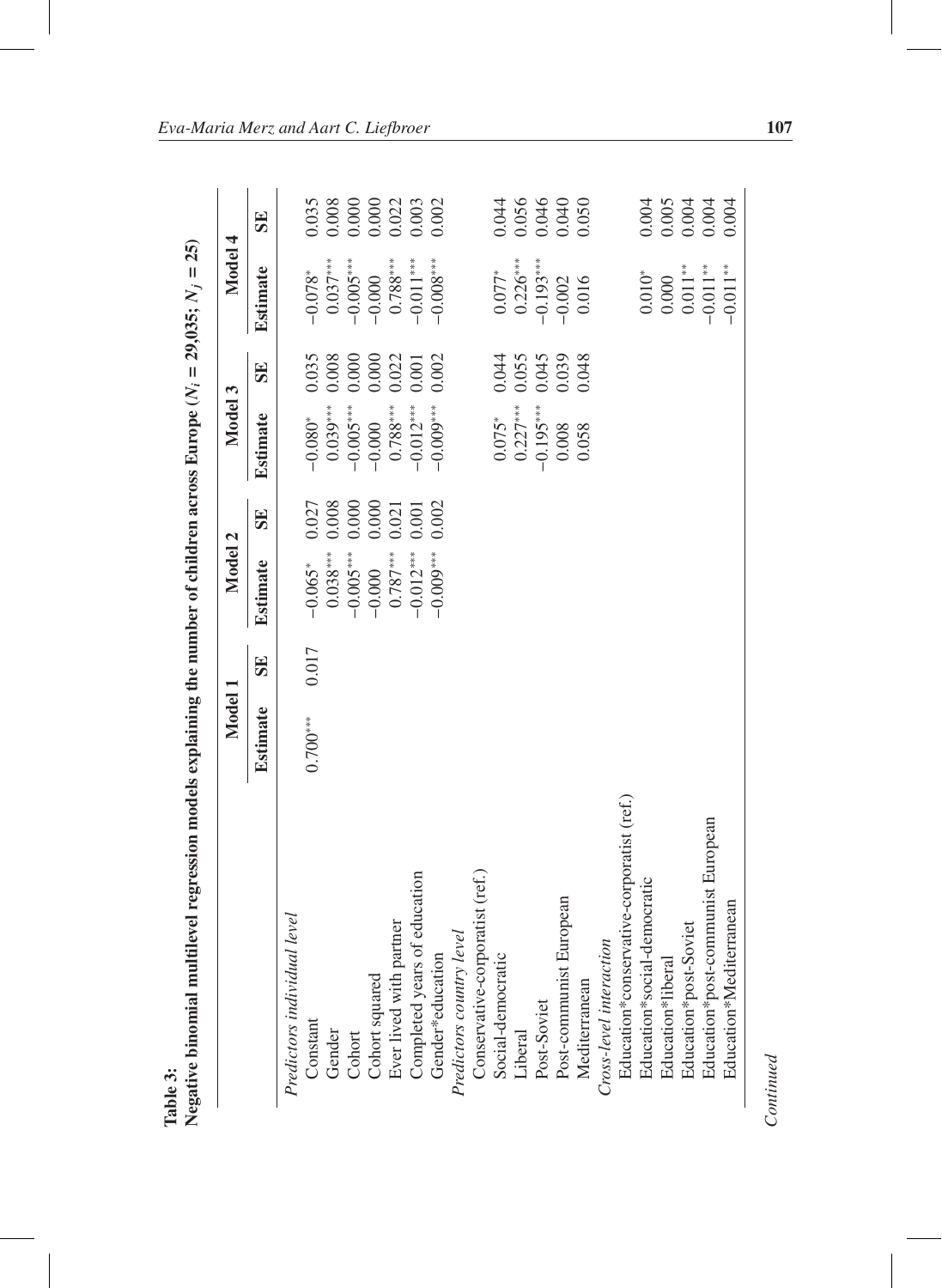**Table 3:**
**Negative binomial multilevel regression models explaining the number of children across Europe ($N_i = 29{,}035$; $N_j = 25$)**

| | Model 1 | | Model 2 | | Model 3 | | Model 4 | |
|---|---|---|---|---|---|---|---|---|
| | **Estimate** | **SE** | **Estimate** | **SE** | **Estimate** | **SE** | **Estimate** | **SE** |
| *Predictors individual level* | | | | | | | | |
| Constant | 0.700*** | 0.017 | −0.065* | 0.027 | −0.080* | 0.035 | −0.078* | 0.035 |
| Gender | | | 0.038*** | 0.008 | 0.039*** | 0.008 | 0.037*** | 0.008 |
| Cohort | | | −0.005*** | 0.000 | −0.005*** | 0.000 | −0.005*** | 0.000 |
| Cohort squared | | | −0.000 | 0.000 | −0.000 | 0.000 | −0.000 | 0.000 |
| Ever lived with partner | | | 0.787*** | 0.021 | 0.788*** | 0.022 | 0.788*** | 0.022 |
| Completed years of education | | | −0.012*** | 0.001 | −0.012*** | 0.001 | −0.011*** | 0.003 |
| Gender*education | | | −0.009*** | 0.002 | −0.009*** | 0.002 | −0.008*** | 0.002 |
| *Predictors country level* | | | | | | | | |
| Conservative-corporatist (ref.) | | | | | | | | |
| Social-democratic | | | | | 0.075* | 0.044 | 0.077* | 0.044 |
| Liberal | | | | | 0.227*** | 0.055 | 0.226*** | 0.056 |
| Post-Soviet | | | | | −0.195*** | 0.045 | −0.193*** | 0.046 |
| Post-communist European | | | | | 0.008 | 0.039 | −0.002 | 0.040 |
| Mediterranean | | | | | 0.058 | 0.048 | 0.016 | 0.050 |
| *Cross-level interaction* | | | | | | | | |
| Education*conservative-corporatist (ref.) | | | | | | | | |
| Education*social-democratic | | | | | | | 0.010* | 0.004 |
| Education*liberal | | | | | | | 0.000 | 0.005 |
| Education*post-Soviet | | | | | | | 0.011** | 0.004 |
| Education*post-communist European | | | | | | | −0.011** | 0.004 |
| Education*Mediterranean | | | | | | | −0.011** | 0.004 |

*Continued*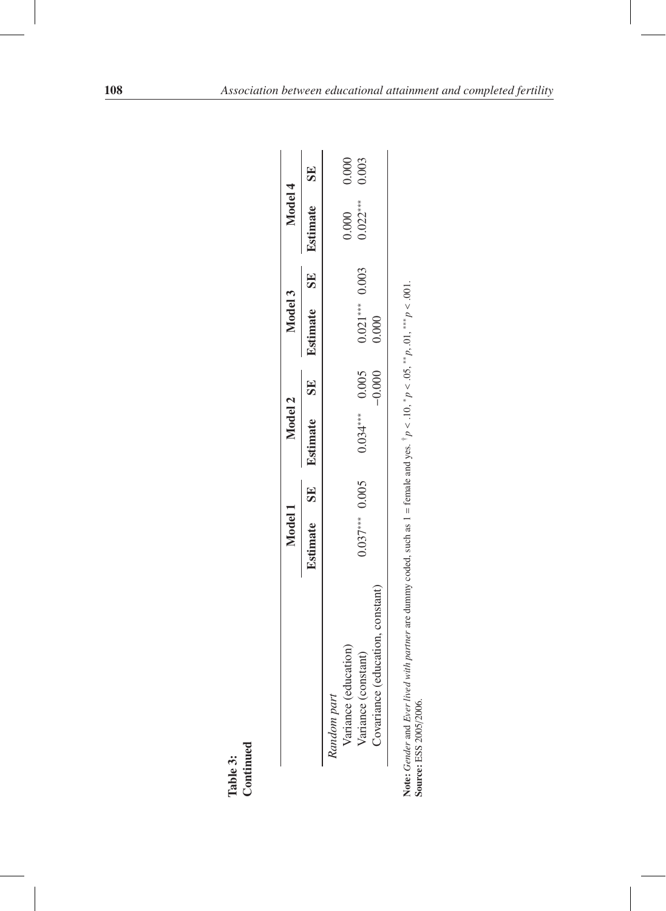**Table 3:**
**Continued**

| | Model 1 | | Model 2 | | Model 3 | | Model 4 | |
|---|---|---|---|---|---|---|---|---|
| | Estimate | SE | Estimate | SE | Estimate | SE | Estimate | SE |
| *Random part* | | | | | | | | |
| Variance (education) | | | | | | | 0.000 | 0.000 |
| Variance (constant) | 0.037*** | 0.005 | 0.034*** | 0.005 | 0.021*** | 0.003 | 0.022*** | 0.003 |
| Covariance (education, constant) | | | | −0.000 | 0.000 | | | |

**Note:** *Gender* and *Ever lived with partner* are dummy coded, such as 1 = female and yes. † $p < .10$, * $p < .05$, ** $p, .01$, *** $p < .001$.
**Source:** ESS 2005/2006.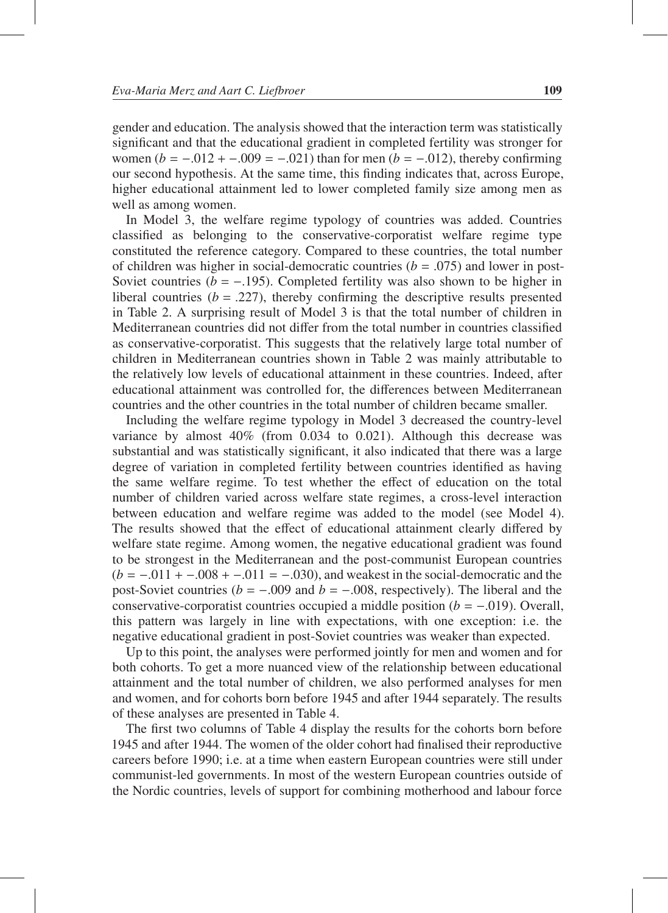gender and education. The analysis showed that the interaction term was statistically significant and that the educational gradient in completed fertility was stronger for women ($b = -.012 + -.009 = -.021$) than for men ($b = -.012$), thereby confirming our second hypothesis. At the same time, this finding indicates that, across Europe, higher educational attainment led to lower completed family size among men as well as among women.

In Model 3, the welfare regime typology of countries was added. Countries classified as belonging to the conservative-corporatist welfare regime type constituted the reference category. Compared to these countries, the total number of children was higher in social-democratic countries ($b = .075$) and lower in post-Soviet countries ($b = -.195$). Completed fertility was also shown to be higher in liberal countries ($b = .227$), thereby confirming the descriptive results presented in Table 2. A surprising result of Model 3 is that the total number of children in Mediterranean countries did not differ from the total number in countries classified as conservative-corporatist. This suggests that the relatively large total number of children in Mediterranean countries shown in Table 2 was mainly attributable to the relatively low levels of educational attainment in these countries. Indeed, after educational attainment was controlled for, the differences between Mediterranean countries and the other countries in the total number of children became smaller.

Including the welfare regime typology in Model 3 decreased the country-level variance by almost 40% (from 0.034 to 0.021). Although this decrease was substantial and was statistically significant, it also indicated that there was a large degree of variation in completed fertility between countries identified as having the same welfare regime. To test whether the effect of education on the total number of children varied across welfare state regimes, a cross-level interaction between education and welfare regime was added to the model (see Model 4). The results showed that the effect of educational attainment clearly differed by welfare state regime. Among women, the negative educational gradient was found to be strongest in the Mediterranean and the post-communist European countries ($b = -.011 + -.008 + -.011 = -.030$), and weakest in the social-democratic and the post-Soviet countries ($b = -.009$ and $b = -.008$, respectively). The liberal and the conservative-corporatist countries occupied a middle position ($b = -.019$). Overall, this pattern was largely in line with expectations, with one exception: i.e. the negative educational gradient in post-Soviet countries was weaker than expected.

Up to this point, the analyses were performed jointly for men and women and for both cohorts. To get a more nuanced view of the relationship between educational attainment and the total number of children, we also performed analyses for men and women, and for cohorts born before 1945 and after 1944 separately. The results of these analyses are presented in Table 4.

The first two columns of Table 4 display the results for the cohorts born before 1945 and after 1944. The women of the older cohort had finalised their reproductive careers before 1990; i.e. at a time when eastern European countries were still under communist-led governments. In most of the western European countries outside of the Nordic countries, levels of support for combining motherhood and labour force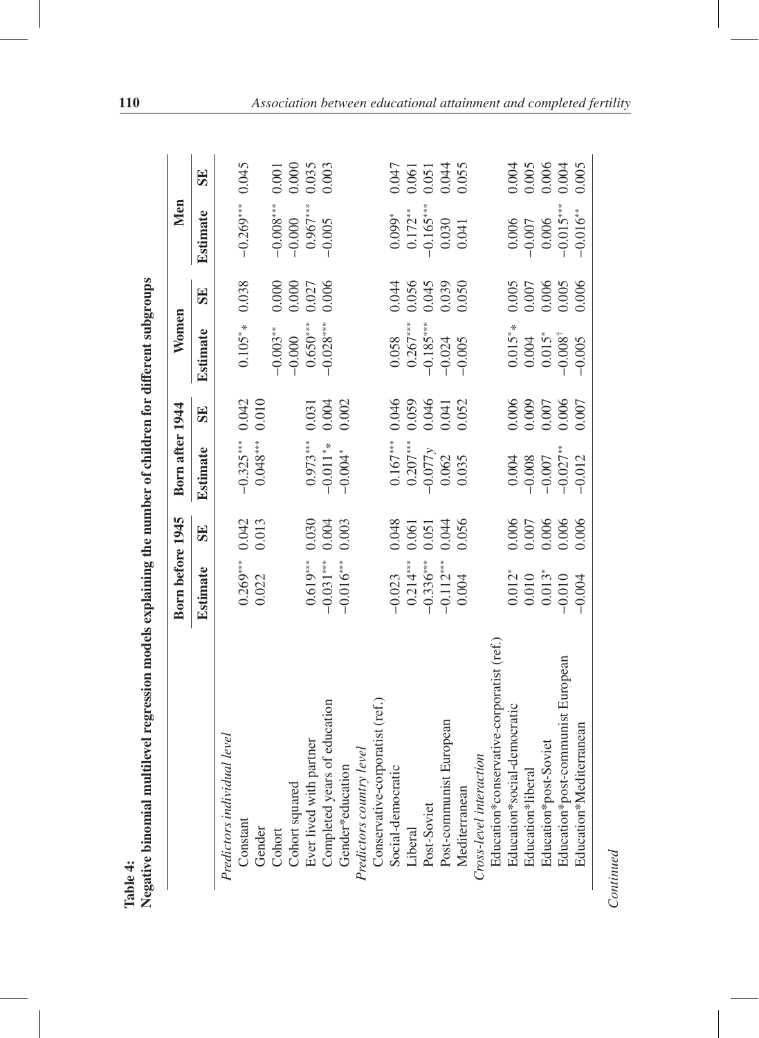**Table 4:**
**Negative binomial multilevel regression models explaining the number of children for different subgroups**

| | Born before 1945 | | Born after 1944 | | Women | | Men | |
|---|---|---|---|---|---|---|---|---|
| | **Estimate** | **SE** | **Estimate** | **SE** | **Estimate** | **SE** | **Estimate** | **SE** |
| *Predictors individual level* | | | | | | | | |
| Constant | 0.269*** | 0.042 | −0.325*** | 0.042 | 0.105** | 0.038 | −0.269*** | 0.045 |
| Gender | 0.022 | 0.013 | 0.048*** | 0.010 | | | | |
| Cohort | | | | | −0.003** | 0.000 | −0.008*** | 0.001 |
| Cohort squared | | | | | −0.000 | 0.000 | −0.000 | 0.000 |
| Ever lived with partner | 0.619*** | 0.030 | 0.973*** | 0.031 | 0.650*** | 0.027 | 0.967*** | 0.035 |
| Completed years of education | −0.031*** | 0.004 | −0.011** | 0.004 | −0.028*** | 0.006 | −0.005 | 0.003 |
| Gender*education | −0.016*** | 0.003 | −0.004* | 0.002 | | | | |
| *Predictors country level* | | | | | | | | |
| Conservative-corporatist (ref.) | | | | | | | | |
| Social-democratic | −0.023 | 0.048 | 0.167*** | 0.046 | 0.058 | 0.044 | 0.099* | 0.047 |
| Liberal | 0.214*** | 0.061 | 0.207*** | 0.059 | 0.267*** | 0.056 | 0.172** | 0.061 |
| Post-Soviet | −0.336*** | 0.051 | −0.077y | 0.046 | −0.185*** | 0.045 | −0.165*** | 0.051 |
| Post-communist European | −0.112*** | 0.044 | 0.062 | 0.041 | −0.024 | 0.039 | 0.030 | 0.044 |
| Mediterranean | 0.004 | 0.056 | 0.035 | 0.052 | −0.005 | 0.050 | 0.041 | 0.055 |
| *Cross-level interaction* | | | | | | | | |
| Education*conservative-corporatist (ref.) | | | | | | | | |
| Education*social-democratic | 0.012* | 0.006 | 0.004 | 0.006 | 0.015** | 0.005 | 0.006 | 0.004 |
| Education*liberal | 0.010 | 0.007 | −0.008 | 0.009 | 0.004 | 0.007 | −0.007 | 0.005 |
| Education*post-Soviet | 0.013* | 0.006 | −0.007 | 0.007 | 0.015* | 0.006 | 0.006 | 0.006 |
| Education*post-communist European | −0.010 | 0.006 | −0.027** | 0.006 | −0.008† | 0.005 | −0.015*** | 0.004 |
| Education*Mediterranean | −0.004 | 0.006 | −0.012 | 0.007 | −0.005 | 0.006 | −0.016** | 0.005 |

*Continued*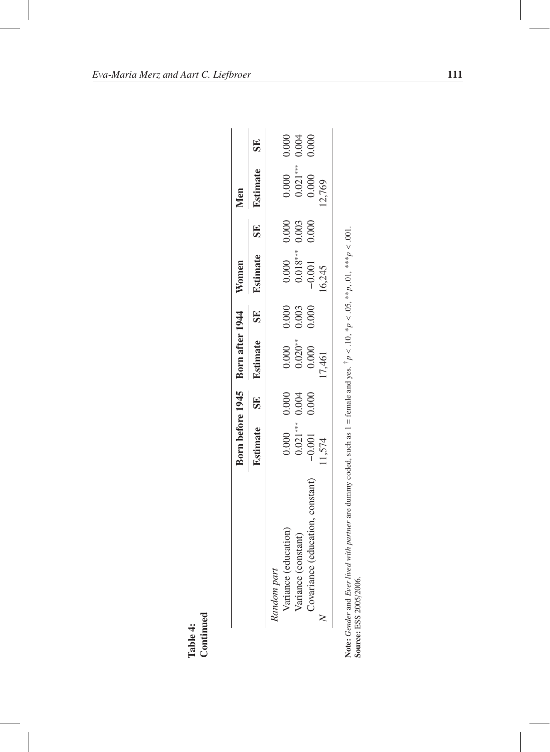**Table 4:**
**Continued**

| | Born before 1945 | | Born after 1944 | | Women | | Men | |
|---|---|---|---|---|---|---|---|---|
| | Estimate | SE | Estimate | SE | Estimate | SE | Estimate | SE |
| *Random part* | | | | | | | | |
| Variance (education) | 0.000 | 0.000 | 0.000 | 0.000 | 0.000 | 0.000 | 0.000 | 0.000 |
| Variance (constant) | 0.021*** | 0.004 | 0.020** | 0.003 | 0.018*** | 0.003 | 0.021*** | 0.004 |
| Covariance (education, constant) | −0.001 | 0.000 | 0.000 | 0.000 | −0.001 | 0.000 | 0.000 | 0.000 |
| $N$ | 11,574 | | 17,461 | | 16,245 | | 12,769 | |

**Note:** *Gender* and *Ever lived with partner* are dummy coded, such as 1 = female and yes. †$p < .10$, *$p < .05$, **$p$ .01, ***$p < .001$.
**Source:** ESS 2005/2006.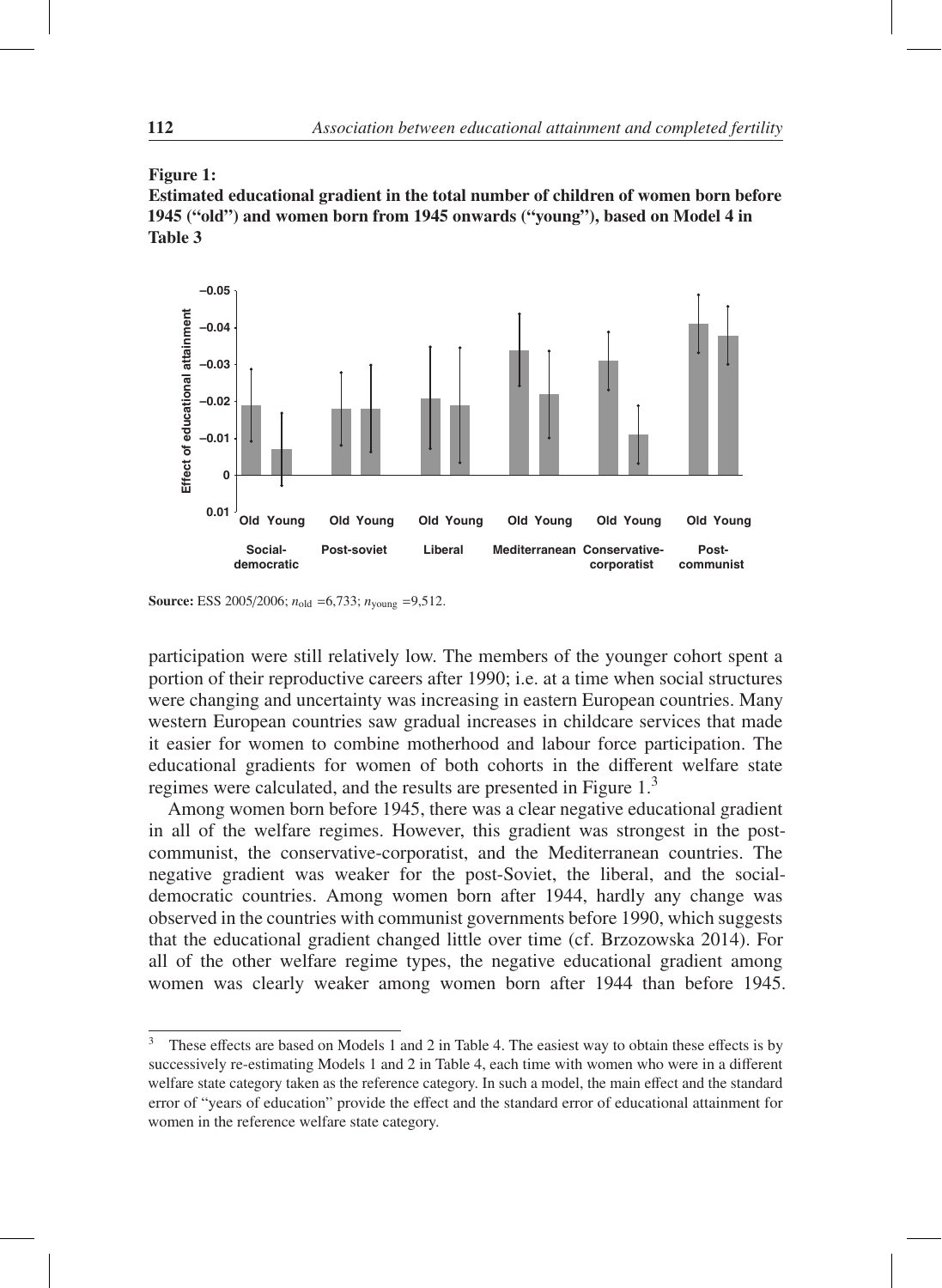**Figure 1:**
**Estimated educational gradient in the total number of children of women born before 1945 ("old") and women born from 1945 onwards ("young"), based on Model 4 in Table 3**

**Source:** ESS 2005/2006; $n_{\text{old}} = 6{,}733$; $n_{\text{young}} = 9{,}512$.

participation were still relatively low. The members of the younger cohort spent a portion of their reproductive careers after 1990; i.e. at a time when social structures were changing and uncertainty was increasing in eastern European countries. Many western European countries saw gradual increases in childcare services that made it easier for women to combine motherhood and labour force participation. The educational gradients for women of both cohorts in the different welfare state regimes were calculated, and the results are presented in Figure 1.[3]

Among women born before 1945, there was a clear negative educational gradient in all of the welfare regimes. However, this gradient was strongest in the post-communist, the conservative-corporatist, and the Mediterranean countries. The negative gradient was weaker for the post-Soviet, the liberal, and the social-democratic countries. Among women born after 1944, hardly any change was observed in the countries with communist governments before 1990, which suggests that the educational gradient changed little over time (cf. Brzozowska 2014). For all of the other welfare regime types, the negative educational gradient among women was clearly weaker among women born after 1944 than before 1945.

---

[3] These effects are based on Models 1 and 2 in Table 4. The easiest way to obtain these effects is by successively re-estimating Models 1 and 2 in Table 4, each time with women who were in a different welfare state category taken as the reference category. In such a model, the main effect and the standard error of "years of education" provide the effect and the standard error of educational attainment for women in the reference welfare state category.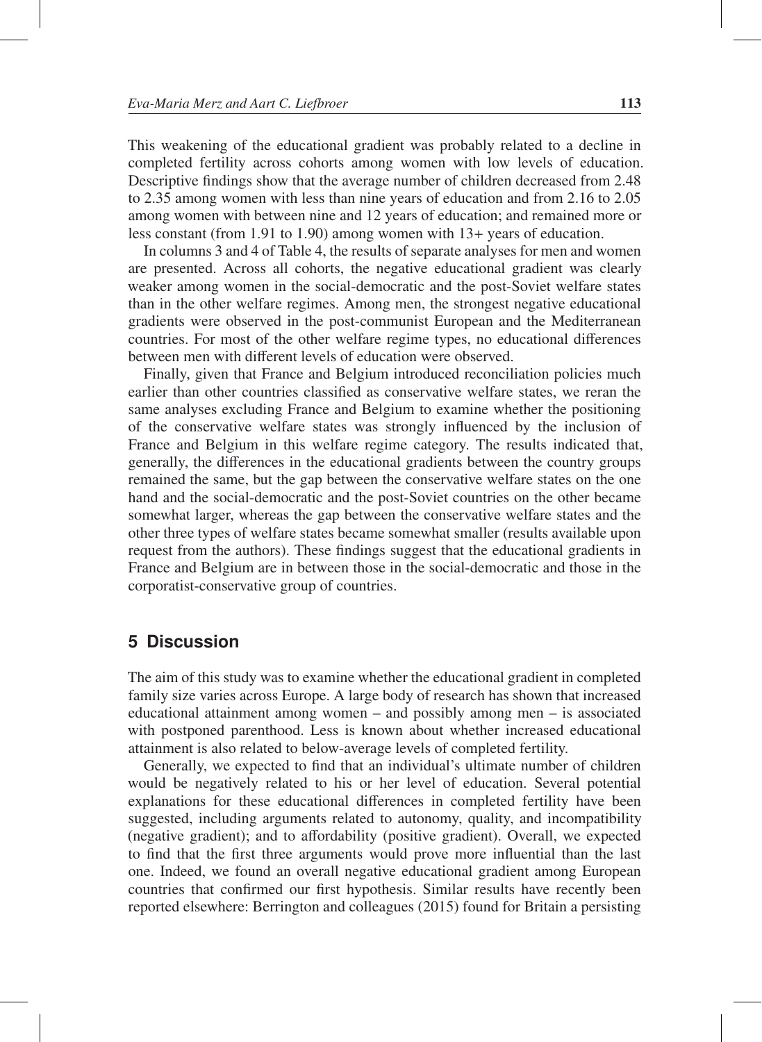This weakening of the educational gradient was probably related to a decline in completed fertility across cohorts among women with low levels of education. Descriptive findings show that the average number of children decreased from 2.48 to 2.35 among women with less than nine years of education and from 2.16 to 2.05 among women with between nine and 12 years of education; and remained more or less constant (from 1.91 to 1.90) among women with 13+ years of education.

In columns 3 and 4 of Table 4, the results of separate analyses for men and women are presented. Across all cohorts, the negative educational gradient was clearly weaker among women in the social-democratic and the post-Soviet welfare states than in the other welfare regimes. Among men, the strongest negative educational gradients were observed in the post-communist European and the Mediterranean countries. For most of the other welfare regime types, no educational differences between men with different levels of education were observed.

Finally, given that France and Belgium introduced reconciliation policies much earlier than other countries classified as conservative welfare states, we reran the same analyses excluding France and Belgium to examine whether the positioning of the conservative welfare states was strongly influenced by the inclusion of France and Belgium in this welfare regime category. The results indicated that, generally, the differences in the educational gradients between the country groups remained the same, but the gap between the conservative welfare states on the one hand and the social-democratic and the post-Soviet countries on the other became somewhat larger, whereas the gap between the conservative welfare states and the other three types of welfare states became somewhat smaller (results available upon request from the authors). These findings suggest that the educational gradients in France and Belgium are in between those in the social-democratic and those in the corporatist-conservative group of countries.

## 5 Discussion

The aim of this study was to examine whether the educational gradient in completed family size varies across Europe. A large body of research has shown that increased educational attainment among women – and possibly among men – is associated with postponed parenthood. Less is known about whether increased educational attainment is also related to below-average levels of completed fertility.

Generally, we expected to find that an individual's ultimate number of children would be negatively related to his or her level of education. Several potential explanations for these educational differences in completed fertility have been suggested, including arguments related to autonomy, quality, and incompatibility (negative gradient); and to affordability (positive gradient). Overall, we expected to find that the first three arguments would prove more influential than the last one. Indeed, we found an overall negative educational gradient among European countries that confirmed our first hypothesis. Similar results have recently been reported elsewhere: Berrington and colleagues (2015) found for Britain a persisting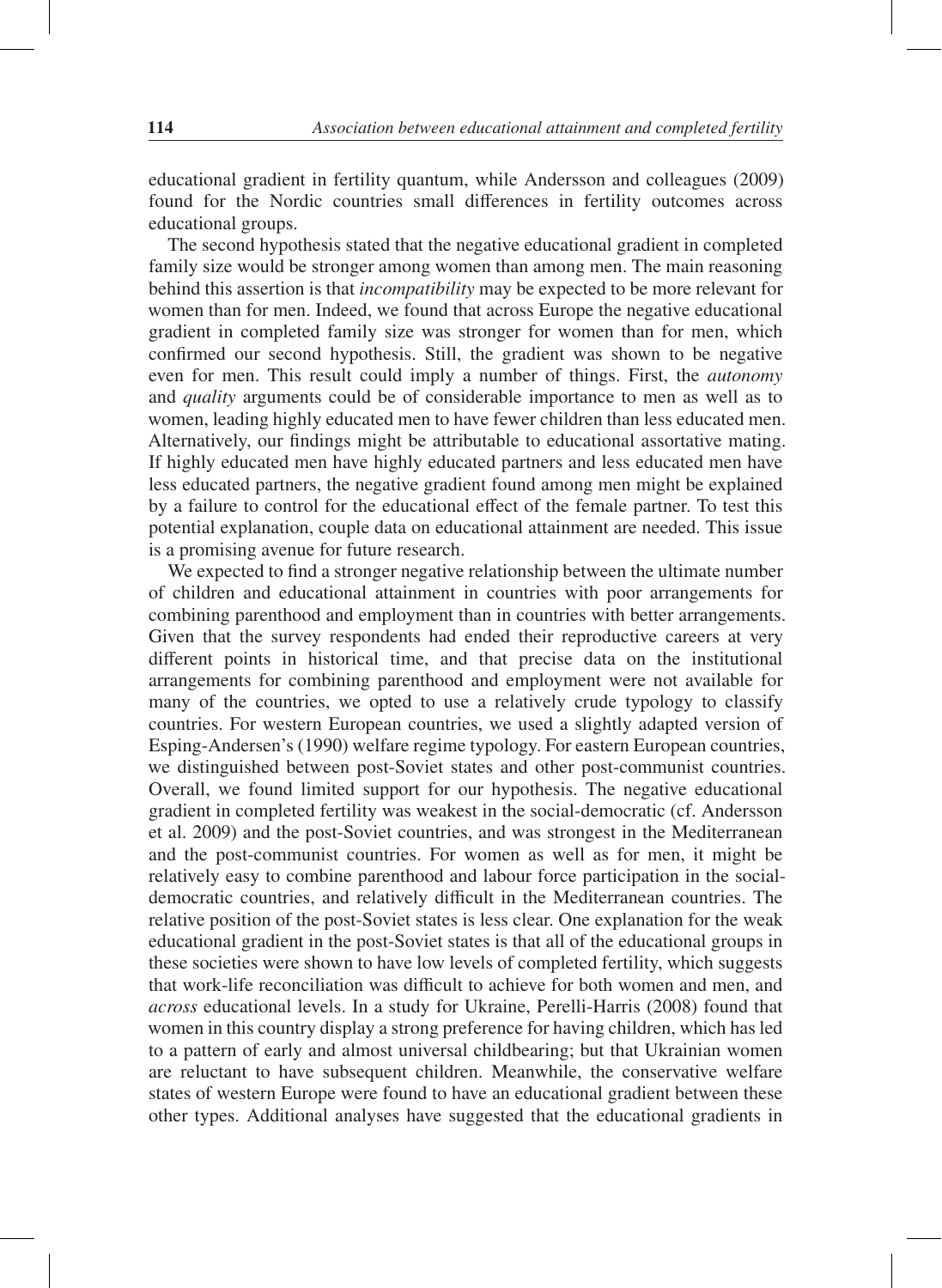educational gradient in fertility quantum, while Andersson and colleagues (2009) found for the Nordic countries small differences in fertility outcomes across educational groups.

The second hypothesis stated that the negative educational gradient in completed family size would be stronger among women than among men. The main reasoning behind this assertion is that *incompatibility* may be expected to be more relevant for women than for men. Indeed, we found that across Europe the negative educational gradient in completed family size was stronger for women than for men, which confirmed our second hypothesis. Still, the gradient was shown to be negative even for men. This result could imply a number of things. First, the *autonomy* and *quality* arguments could be of considerable importance to men as well as to women, leading highly educated men to have fewer children than less educated men. Alternatively, our findings might be attributable to educational assortative mating. If highly educated men have highly educated partners and less educated men have less educated partners, the negative gradient found among men might be explained by a failure to control for the educational effect of the female partner. To test this potential explanation, couple data on educational attainment are needed. This issue is a promising avenue for future research.

We expected to find a stronger negative relationship between the ultimate number of children and educational attainment in countries with poor arrangements for combining parenthood and employment than in countries with better arrangements. Given that the survey respondents had ended their reproductive careers at very different points in historical time, and that precise data on the institutional arrangements for combining parenthood and employment were not available for many of the countries, we opted to use a relatively crude typology to classify countries. For western European countries, we used a slightly adapted version of Esping-Andersen's (1990) welfare regime typology. For eastern European countries, we distinguished between post-Soviet states and other post-communist countries. Overall, we found limited support for our hypothesis. The negative educational gradient in completed fertility was weakest in the social-democratic (cf. Andersson et al. 2009) and the post-Soviet countries, and was strongest in the Mediterranean and the post-communist countries. For women as well as for men, it might be relatively easy to combine parenthood and labour force participation in the social-democratic countries, and relatively difficult in the Mediterranean countries. The relative position of the post-Soviet states is less clear. One explanation for the weak educational gradient in the post-Soviet states is that all of the educational groups in these societies were shown to have low levels of completed fertility, which suggests that work-life reconciliation was difficult to achieve for both women and men, and *across* educational levels. In a study for Ukraine, Perelli-Harris (2008) found that women in this country display a strong preference for having children, which has led to a pattern of early and almost universal childbearing; but that Ukrainian women are reluctant to have subsequent children. Meanwhile, the conservative welfare states of western Europe were found to have an educational gradient between these other types. Additional analyses have suggested that the educational gradients in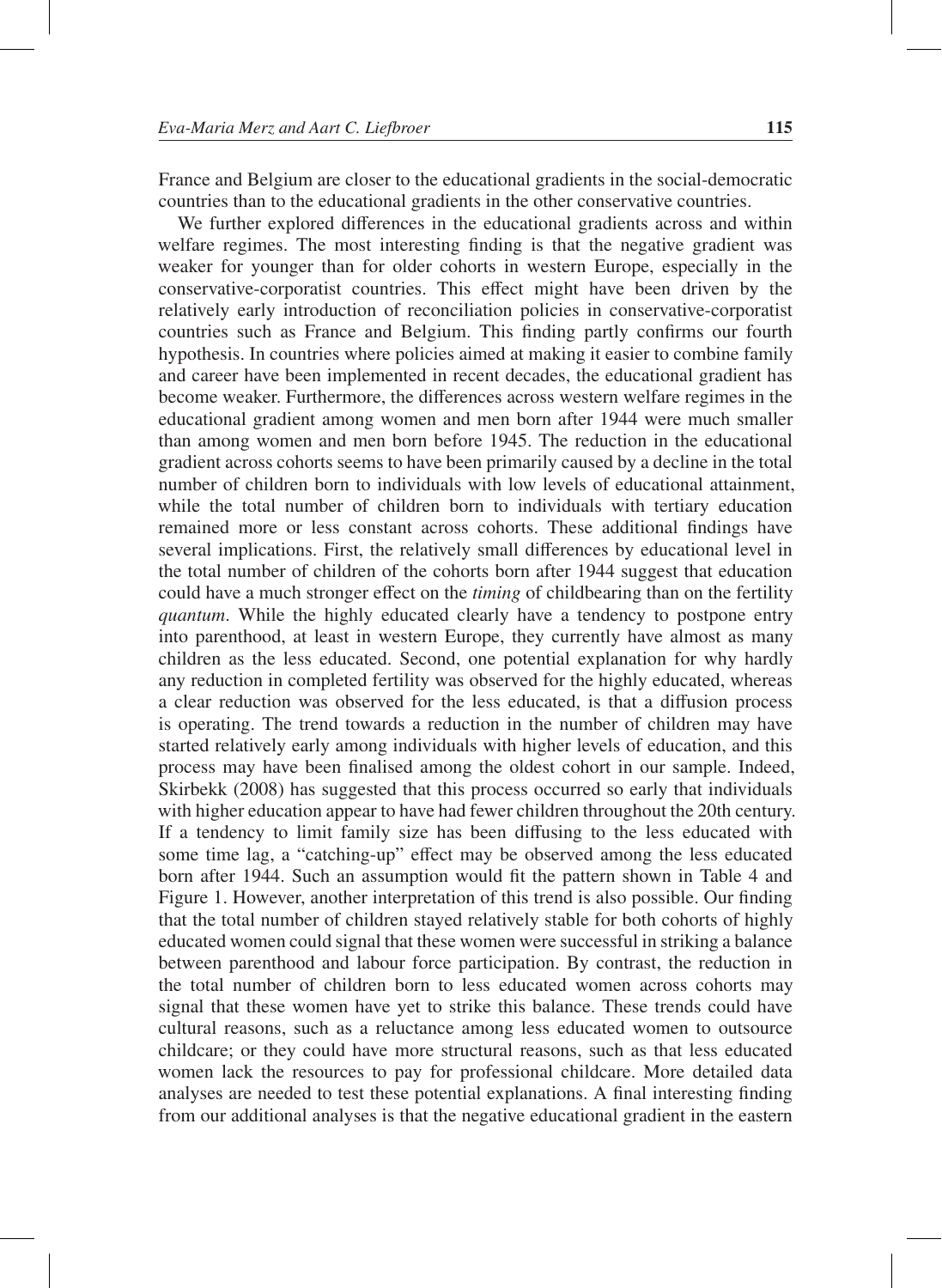France and Belgium are closer to the educational gradients in the social-democratic countries than to the educational gradients in the other conservative countries.

We further explored differences in the educational gradients across and within welfare regimes. The most interesting finding is that the negative gradient was weaker for younger than for older cohorts in western Europe, especially in the conservative-corporatist countries. This effect might have been driven by the relatively early introduction of reconciliation policies in conservative-corporatist countries such as France and Belgium. This finding partly confirms our fourth hypothesis. In countries where policies aimed at making it easier to combine family and career have been implemented in recent decades, the educational gradient has become weaker. Furthermore, the differences across western welfare regimes in the educational gradient among women and men born after 1944 were much smaller than among women and men born before 1945. The reduction in the educational gradient across cohorts seems to have been primarily caused by a decline in the total number of children born to individuals with low levels of educational attainment, while the total number of children born to individuals with tertiary education remained more or less constant across cohorts. These additional findings have several implications. First, the relatively small differences by educational level in the total number of children of the cohorts born after 1944 suggest that education could have a much stronger effect on the *timing* of childbearing than on the fertility *quantum*. While the highly educated clearly have a tendency to postpone entry into parenthood, at least in western Europe, they currently have almost as many children as the less educated. Second, one potential explanation for why hardly any reduction in completed fertility was observed for the highly educated, whereas a clear reduction was observed for the less educated, is that a diffusion process is operating. The trend towards a reduction in the number of children may have started relatively early among individuals with higher levels of education, and this process may have been finalised among the oldest cohort in our sample. Indeed, Skirbekk (2008) has suggested that this process occurred so early that individuals with higher education appear to have had fewer children throughout the 20th century. If a tendency to limit family size has been diffusing to the less educated with some time lag, a "catching-up" effect may be observed among the less educated born after 1944. Such an assumption would fit the pattern shown in Table 4 and Figure 1. However, another interpretation of this trend is also possible. Our finding that the total number of children stayed relatively stable for both cohorts of highly educated women could signal that these women were successful in striking a balance between parenthood and labour force participation. By contrast, the reduction in the total number of children born to less educated women across cohorts may signal that these women have yet to strike this balance. These trends could have cultural reasons, such as a reluctance among less educated women to outsource childcare; or they could have more structural reasons, such as that less educated women lack the resources to pay for professional childcare. More detailed data analyses are needed to test these potential explanations. A final interesting finding from our additional analyses is that the negative educational gradient in the eastern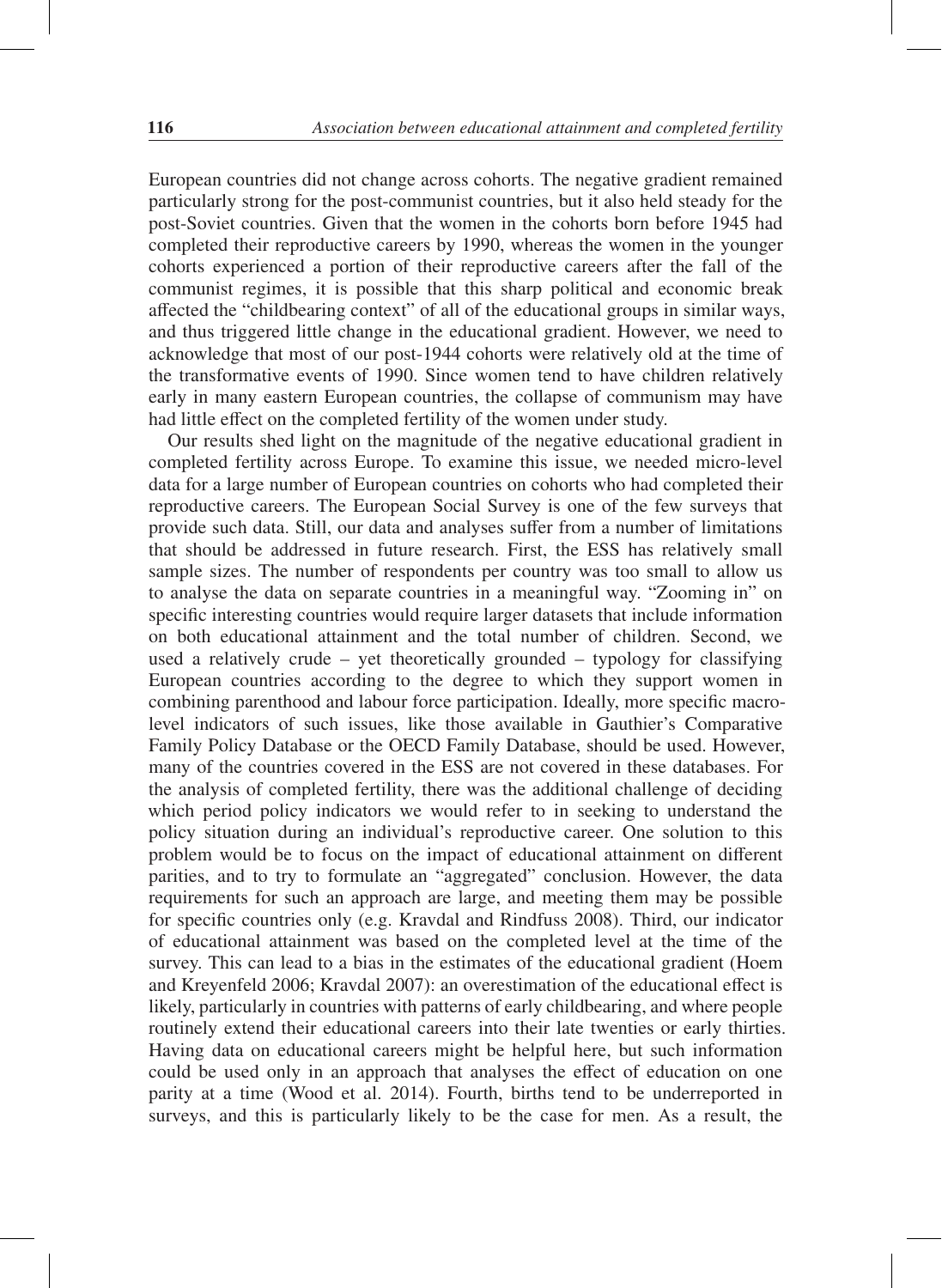European countries did not change across cohorts. The negative gradient remained particularly strong for the post-communist countries, but it also held steady for the post-Soviet countries. Given that the women in the cohorts born before 1945 had completed their reproductive careers by 1990, whereas the women in the younger cohorts experienced a portion of their reproductive careers after the fall of the communist regimes, it is possible that this sharp political and economic break affected the "childbearing context" of all of the educational groups in similar ways, and thus triggered little change in the educational gradient. However, we need to acknowledge that most of our post-1944 cohorts were relatively old at the time of the transformative events of 1990. Since women tend to have children relatively early in many eastern European countries, the collapse of communism may have had little effect on the completed fertility of the women under study.

Our results shed light on the magnitude of the negative educational gradient in completed fertility across Europe. To examine this issue, we needed micro-level data for a large number of European countries on cohorts who had completed their reproductive careers. The European Social Survey is one of the few surveys that provide such data. Still, our data and analyses suffer from a number of limitations that should be addressed in future research. First, the ESS has relatively small sample sizes. The number of respondents per country was too small to allow us to analyse the data on separate countries in a meaningful way. "Zooming in" on specific interesting countries would require larger datasets that include information on both educational attainment and the total number of children. Second, we used a relatively crude – yet theoretically grounded – typology for classifying European countries according to the degree to which they support women in combining parenthood and labour force participation. Ideally, more specific macro-level indicators of such issues, like those available in Gauthier's Comparative Family Policy Database or the OECD Family Database, should be used. However, many of the countries covered in the ESS are not covered in these databases. For the analysis of completed fertility, there was the additional challenge of deciding which period policy indicators we would refer to in seeking to understand the policy situation during an individual's reproductive career. One solution to this problem would be to focus on the impact of educational attainment on different parities, and to try to formulate an "aggregated" conclusion. However, the data requirements for such an approach are large, and meeting them may be possible for specific countries only (e.g. Kravdal and Rindfuss 2008). Third, our indicator of educational attainment was based on the completed level at the time of the survey. This can lead to a bias in the estimates of the educational gradient (Hoem and Kreyenfeld 2006; Kravdal 2007): an overestimation of the educational effect is likely, particularly in countries with patterns of early childbearing, and where people routinely extend their educational careers into their late twenties or early thirties. Having data on educational careers might be helpful here, but such information could be used only in an approach that analyses the effect of education on one parity at a time (Wood et al. 2014). Fourth, births tend to be underreported in surveys, and this is particularly likely to be the case for men. As a result, the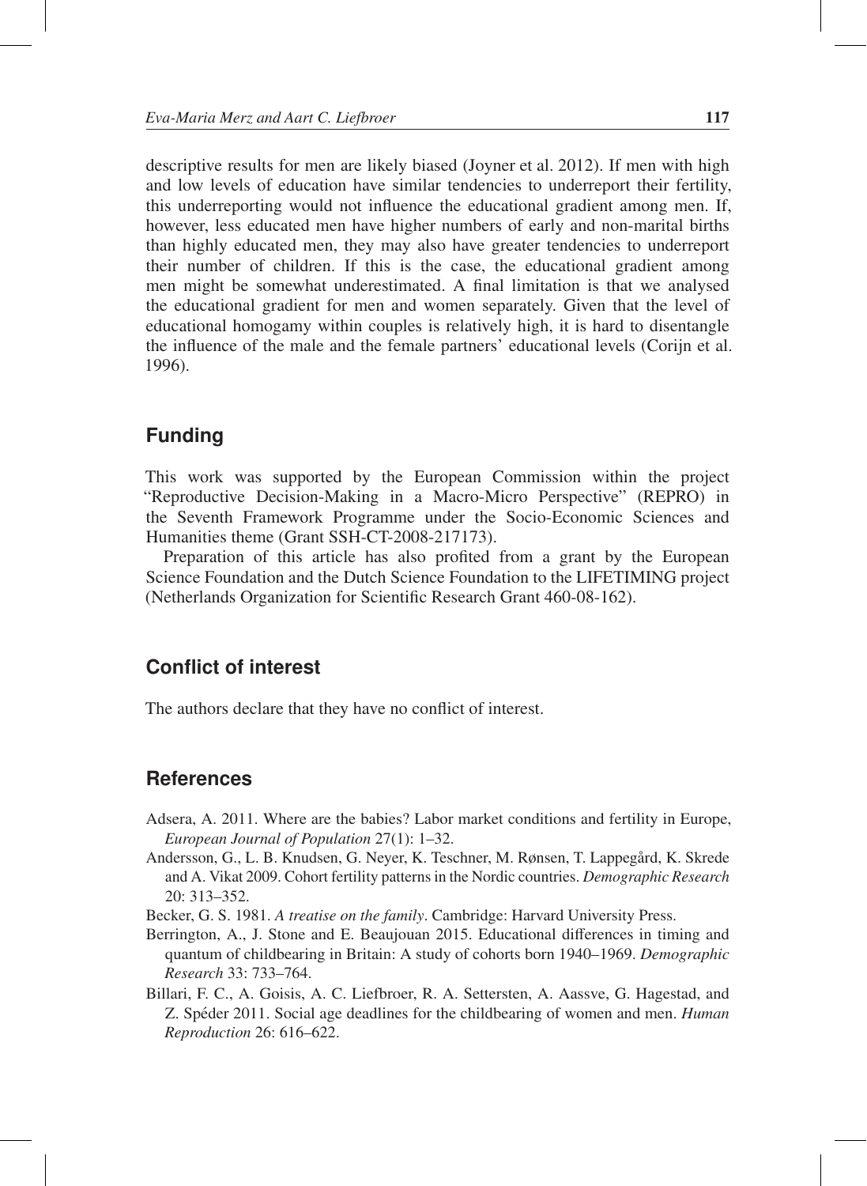descriptive results for men are likely biased (Joyner et al. 2012). If men with high and low levels of education have similar tendencies to underreport their fertility, this underreporting would not influence the educational gradient among men. If, however, less educated men have higher numbers of early and non-marital births than highly educated men, they may also have greater tendencies to underreport their number of children. If this is the case, the educational gradient among men might be somewhat underestimated. A final limitation is that we analysed the educational gradient for men and women separately. Given that the level of educational homogamy within couples is relatively high, it is hard to disentangle the influence of the male and the female partners' educational levels (Corijn et al. 1996).

## Funding

This work was supported by the European Commission within the project "Reproductive Decision-Making in a Macro-Micro Perspective" (REPRO) in the Seventh Framework Programme under the Socio-Economic Sciences and Humanities theme (Grant SSH-CT-2008-217173).

Preparation of this article has also profited from a grant by the European Science Foundation and the Dutch Science Foundation to the LIFETIMING project (Netherlands Organization for Scientific Research Grant 460-08-162).

## Conflict of interest

The authors declare that they have no conflict of interest.

## References

Adsera, A. 2011. Where are the babies? Labor market conditions and fertility in Europe, *European Journal of Population* 27(1): 1–32.

Andersson, G., L. B. Knudsen, G. Neyer, K. Teschner, M. Rønsen, T. Lappegård, K. Skrede and A. Vikat 2009. Cohort fertility patterns in the Nordic countries. *Demographic Research* 20: 313–352.

Becker, G. S. 1981. *A treatise on the family*. Cambridge: Harvard University Press.

Berrington, A., J. Stone and E. Beaujouan 2015. Educational differences in timing and quantum of childbearing in Britain: A study of cohorts born 1940–1969. *Demographic Research* 33: 733–764.

Billari, F. C., A. Goisis, A. C. Liefbroer, R. A. Settersten, A. Aassve, G. Hagestad, and Z. Spéder 2011. Social age deadlines for the childbearing of women and men. *Human Reproduction* 26: 616–622.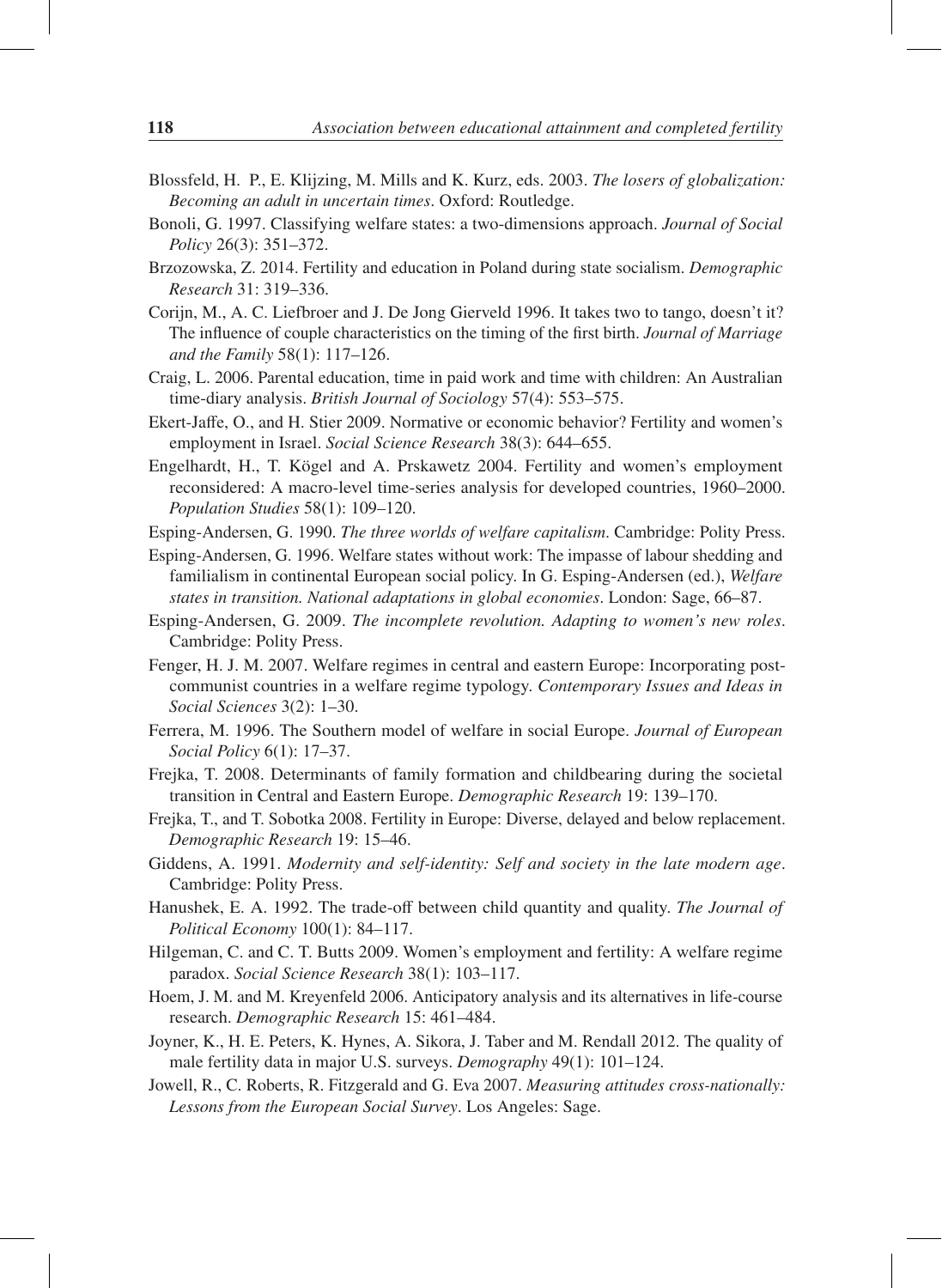Blossfeld, H. P., E. Klijzing, M. Mills and K. Kurz, eds. 2003. *The losers of globalization: Becoming an adult in uncertain times*. Oxford: Routledge.

Bonoli, G. 1997. Classifying welfare states: a two-dimensions approach. *Journal of Social Policy* 26(3): 351–372.

Brzozowska, Z. 2014. Fertility and education in Poland during state socialism. *Demographic Research* 31: 319–336.

Corijn, M., A. C. Liefbroer and J. De Jong Gierveld 1996. It takes two to tango, doesn't it? The influence of couple characteristics on the timing of the first birth. *Journal of Marriage and the Family* 58(1): 117–126.

Craig, L. 2006. Parental education, time in paid work and time with children: An Australian time-diary analysis. *British Journal of Sociology* 57(4): 553–575.

Ekert-Jaffe, O., and H. Stier 2009. Normative or economic behavior? Fertility and women's employment in Israel. *Social Science Research* 38(3): 644–655.

Engelhardt, H., T. Kögel and A. Prskawetz 2004. Fertility and women's employment reconsidered: A macro-level time-series analysis for developed countries, 1960–2000. *Population Studies* 58(1): 109–120.

Esping-Andersen, G. 1990. *The three worlds of welfare capitalism*. Cambridge: Polity Press.

Esping-Andersen, G. 1996. Welfare states without work: The impasse of labour shedding and familialism in continental European social policy. In G. Esping-Andersen (ed.), *Welfare states in transition. National adaptations in global economies*. London: Sage, 66–87.

Esping-Andersen, G. 2009. *The incomplete revolution. Adapting to women's new roles*. Cambridge: Polity Press.

Fenger, H. J. M. 2007. Welfare regimes in central and eastern Europe: Incorporating post-communist countries in a welfare regime typology. *Contemporary Issues and Ideas in Social Sciences* 3(2): 1–30.

Ferrera, M. 1996. The Southern model of welfare in social Europe. *Journal of European Social Policy* 6(1): 17–37.

Frejka, T. 2008. Determinants of family formation and childbearing during the societal transition in Central and Eastern Europe. *Demographic Research* 19: 139–170.

Frejka, T., and T. Sobotka 2008. Fertility in Europe: Diverse, delayed and below replacement. *Demographic Research* 19: 15–46.

Giddens, A. 1991. *Modernity and self-identity: Self and society in the late modern age*. Cambridge: Polity Press.

Hanushek, E. A. 1992. The trade-off between child quantity and quality. *The Journal of Political Economy* 100(1): 84–117.

Hilgeman, C. and C. T. Butts 2009. Women's employment and fertility: A welfare regime paradox. *Social Science Research* 38(1): 103–117.

Hoem, J. M. and M. Kreyenfeld 2006. Anticipatory analysis and its alternatives in life-course research. *Demographic Research* 15: 461–484.

Joyner, K., H. E. Peters, K. Hynes, A. Sikora, J. Taber and M. Rendall 2012. The quality of male fertility data in major U.S. surveys. *Demography* 49(1): 101–124.

Jowell, R., C. Roberts, R. Fitzgerald and G. Eva 2007. *Measuring attitudes cross-nationally: Lessons from the European Social Survey*. Los Angeles: Sage.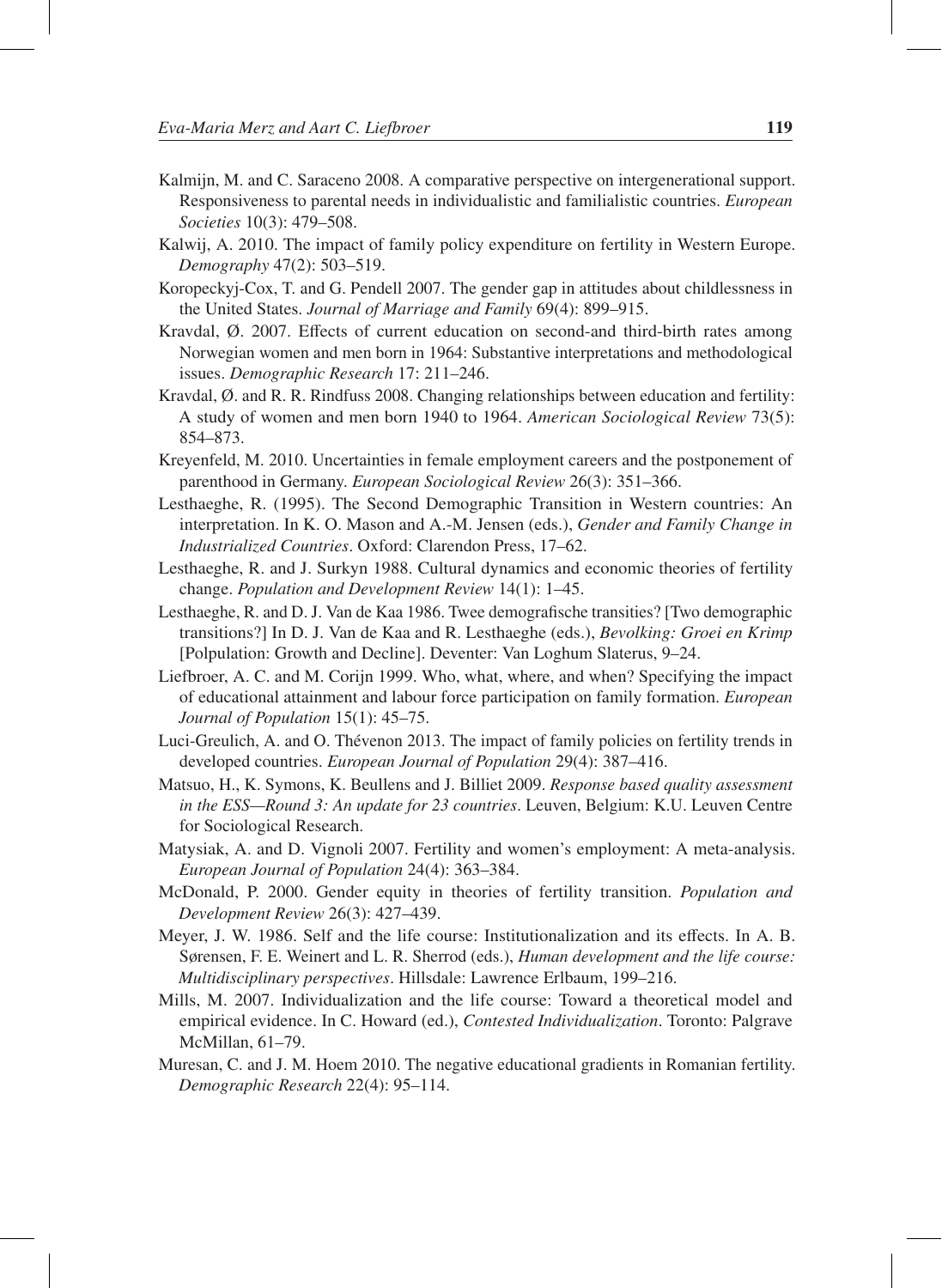Kalmijn, M. and C. Saraceno 2008. A comparative perspective on intergenerational support. Responsiveness to parental needs in individualistic and familialistic countries. *European Societies* 10(3): 479–508.

Kalwij, A. 2010. The impact of family policy expenditure on fertility in Western Europe. *Demography* 47(2): 503–519.

Koropeckyj-Cox, T. and G. Pendell 2007. The gender gap in attitudes about childlessness in the United States. *Journal of Marriage and Family* 69(4): 899–915.

Kravdal, Ø. 2007. Effects of current education on second-and third-birth rates among Norwegian women and men born in 1964: Substantive interpretations and methodological issues. *Demographic Research* 17: 211–246.

Kravdal, Ø. and R. R. Rindfuss 2008. Changing relationships between education and fertility: A study of women and men born 1940 to 1964. *American Sociological Review* 73(5): 854–873.

Kreyenfeld, M. 2010. Uncertainties in female employment careers and the postponement of parenthood in Germany. *European Sociological Review* 26(3): 351–366.

Lesthaeghe, R. (1995). The Second Demographic Transition in Western countries: An interpretation. In K. O. Mason and A.-M. Jensen (eds.), *Gender and Family Change in Industrialized Countries*. Oxford: Clarendon Press, 17–62.

Lesthaeghe, R. and J. Surkyn 1988. Cultural dynamics and economic theories of fertility change. *Population and Development Review* 14(1): 1–45.

Lesthaeghe, R. and D. J. Van de Kaa 1986. Twee demografische transities? [Two demographic transitions?] In D. J. Van de Kaa and R. Lesthaeghe (eds.), *Bevolking: Groei en Krimp* [Polpulation: Growth and Decline]. Deventer: Van Loghum Slaterus, 9–24.

Liefbroer, A. C. and M. Corijn 1999. Who, what, where, and when? Specifying the impact of educational attainment and labour force participation on family formation. *European Journal of Population* 15(1): 45–75.

Luci-Greulich, A. and O. Thévenon 2013. The impact of family policies on fertility trends in developed countries. *European Journal of Population* 29(4): 387–416.

Matsuo, H., K. Symons, K. Beullens and J. Billiet 2009. *Response based quality assessment in the ESS—Round 3: An update for 23 countries*. Leuven, Belgium: K.U. Leuven Centre for Sociological Research.

Matysiak, A. and D. Vignoli 2007. Fertility and women's employment: A meta-analysis. *European Journal of Population* 24(4): 363–384.

McDonald, P. 2000. Gender equity in theories of fertility transition. *Population and Development Review* 26(3): 427–439.

Meyer, J. W. 1986. Self and the life course: Institutionalization and its effects. In A. B. Sørensen, F. E. Weinert and L. R. Sherrod (eds.), *Human development and the life course: Multidisciplinary perspectives*. Hillsdale: Lawrence Erlbaum, 199–216.

Mills, M. 2007. Individualization and the life course: Toward a theoretical model and empirical evidence. In C. Howard (ed.), *Contested Individualization*. Toronto: Palgrave McMillan, 61–79.

Muresan, C. and J. M. Hoem 2010. The negative educational gradients in Romanian fertility. *Demographic Research* 22(4): 95–114.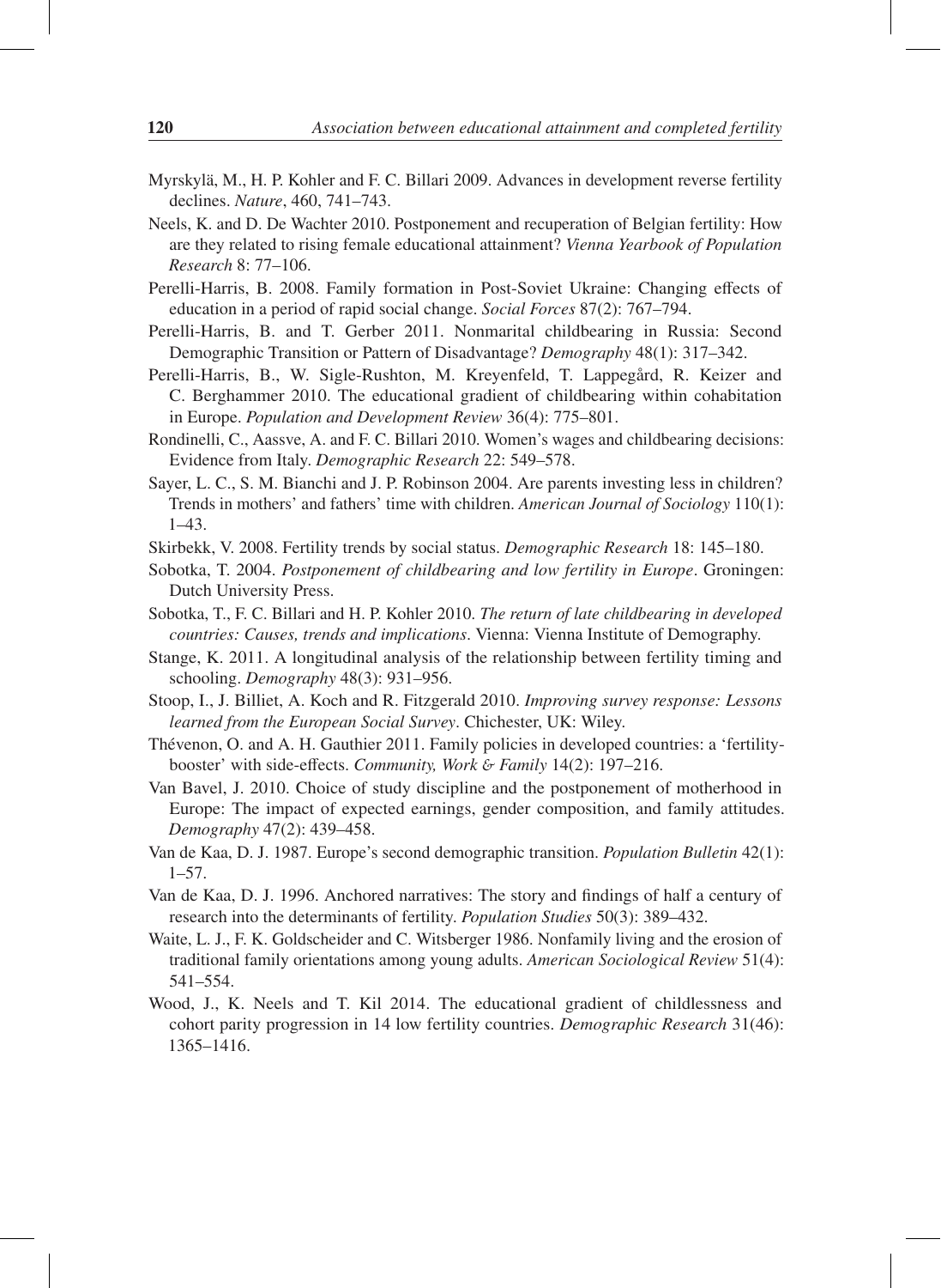Myrskylä, M., H. P. Kohler and F. C. Billari 2009. Advances in development reverse fertility declines. *Nature*, 460, 741–743.

Neels, K. and D. De Wachter 2010. Postponement and recuperation of Belgian fertility: How are they related to rising female educational attainment? *Vienna Yearbook of Population Research* 8: 77–106.

Perelli-Harris, B. 2008. Family formation in Post-Soviet Ukraine: Changing effects of education in a period of rapid social change. *Social Forces* 87(2): 767–794.

Perelli-Harris, B. and T. Gerber 2011. Nonmarital childbearing in Russia: Second Demographic Transition or Pattern of Disadvantage? *Demography* 48(1): 317–342.

Perelli-Harris, B., W. Sigle-Rushton, M. Kreyenfeld, T. Lappegård, R. Keizer and C. Berghammer 2010. The educational gradient of childbearing within cohabitation in Europe. *Population and Development Review* 36(4): 775–801.

Rondinelli, C., Aassve, A. and F. C. Billari 2010. Women's wages and childbearing decisions: Evidence from Italy. *Demographic Research* 22: 549–578.

Sayer, L. C., S. M. Bianchi and J. P. Robinson 2004. Are parents investing less in children? Trends in mothers' and fathers' time with children. *American Journal of Sociology* 110(1): 1–43.

Skirbekk, V. 2008. Fertility trends by social status. *Demographic Research* 18: 145–180.

Sobotka, T. 2004. *Postponement of childbearing and low fertility in Europe*. Groningen: Dutch University Press.

Sobotka, T., F. C. Billari and H. P. Kohler 2010. *The return of late childbearing in developed countries: Causes, trends and implications*. Vienna: Vienna Institute of Demography.

Stange, K. 2011. A longitudinal analysis of the relationship between fertility timing and schooling. *Demography* 48(3): 931–956.

Stoop, I., J. Billiet, A. Koch and R. Fitzgerald 2010. *Improving survey response: Lessons learned from the European Social Survey*. Chichester, UK: Wiley.

Thévenon, O. and A. H. Gauthier 2011. Family policies in developed countries: a 'fertility-booster' with side-effects. *Community, Work & Family* 14(2): 197–216.

Van Bavel, J. 2010. Choice of study discipline and the postponement of motherhood in Europe: The impact of expected earnings, gender composition, and family attitudes. *Demography* 47(2): 439–458.

Van de Kaa, D. J. 1987. Europe's second demographic transition. *Population Bulletin* 42(1): 1–57.

Van de Kaa, D. J. 1996. Anchored narratives: The story and findings of half a century of research into the determinants of fertility. *Population Studies* 50(3): 389–432.

Waite, L. J., F. K. Goldscheider and C. Witsberger 1986. Nonfamily living and the erosion of traditional family orientations among young adults. *American Sociological Review* 51(4): 541–554.

Wood, J., K. Neels and T. Kil 2014. The educational gradient of childlessness and cohort parity progression in 14 low fertility countries. *Demographic Research* 31(46): 1365–1416.